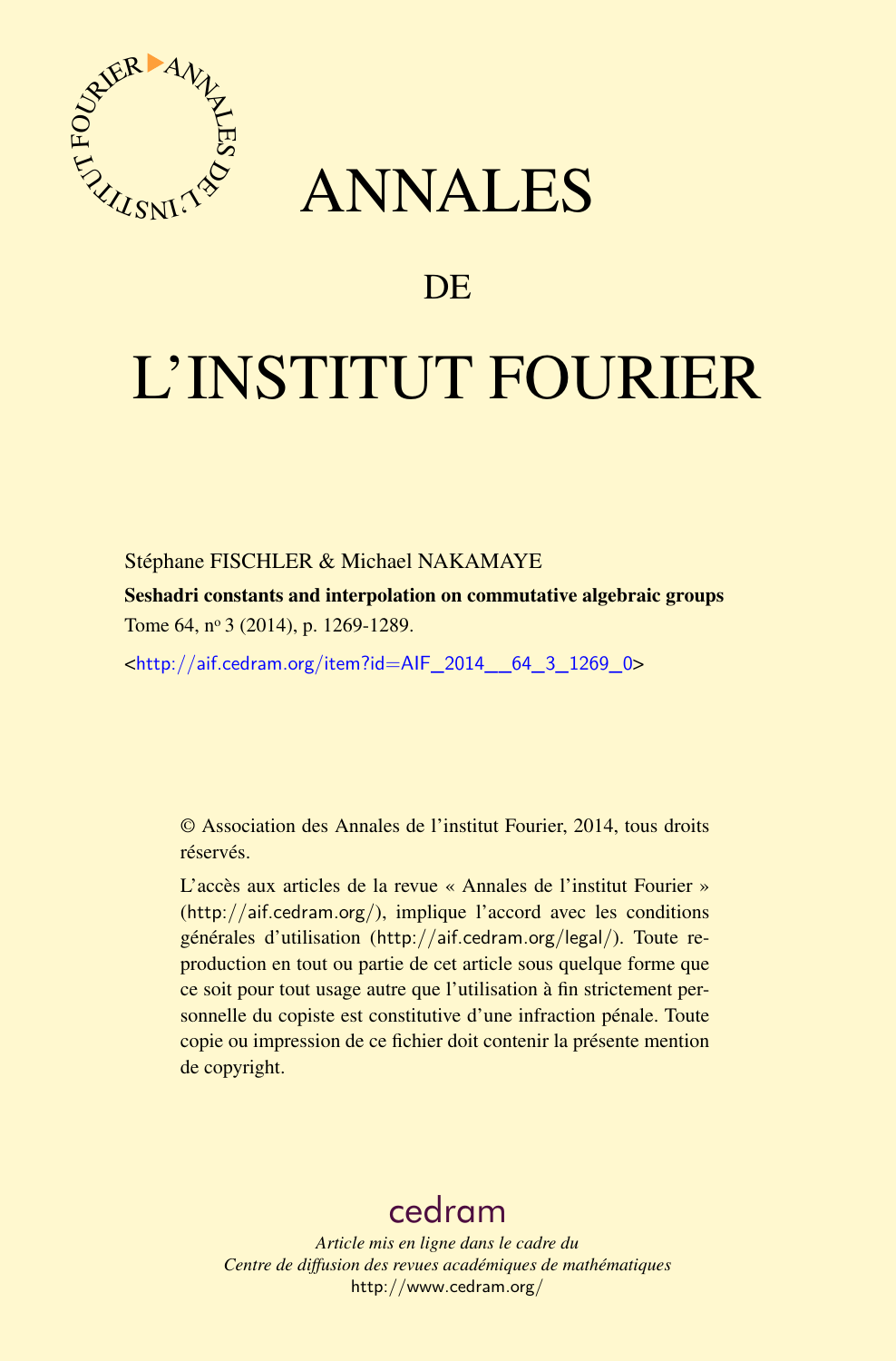# ANNALES

# DE

# L'INSTITUT FOURIER

Stéphane FISCHLER & Michael NAKAMAYE

**Seshadri constants and interpolation on commutative algebraic groups**

Tome 64, nº 3 (2014), p. 1269-1289.

<http://aif.cedram.org/item?id=AIF_2014__64_3_1269_0>

© Association des Annales de l'institut Fourier, 2014, tous droits réservés.

L'accès aux articles de la revue « Annales de l'institut Fourier » (http://aif.cedram.org/), implique l'accord avec les conditions générales d'utilisation (http://aif.cedram.org/legal/). Toute reproduction en tout ou partie de cet article sous quelque forme que ce soit pour tout usage autre que l'utilisation à fin strictement personnelle du copiste est constitutive d'une infraction pénale. Toute copie ou impression de ce fichier doit contenir la présente mention de copyright.

cedram

*Article mis en ligne dans le cadre du*
*Centre de diffusion des revues académiques de mathématiques*
http://www.cedram.org/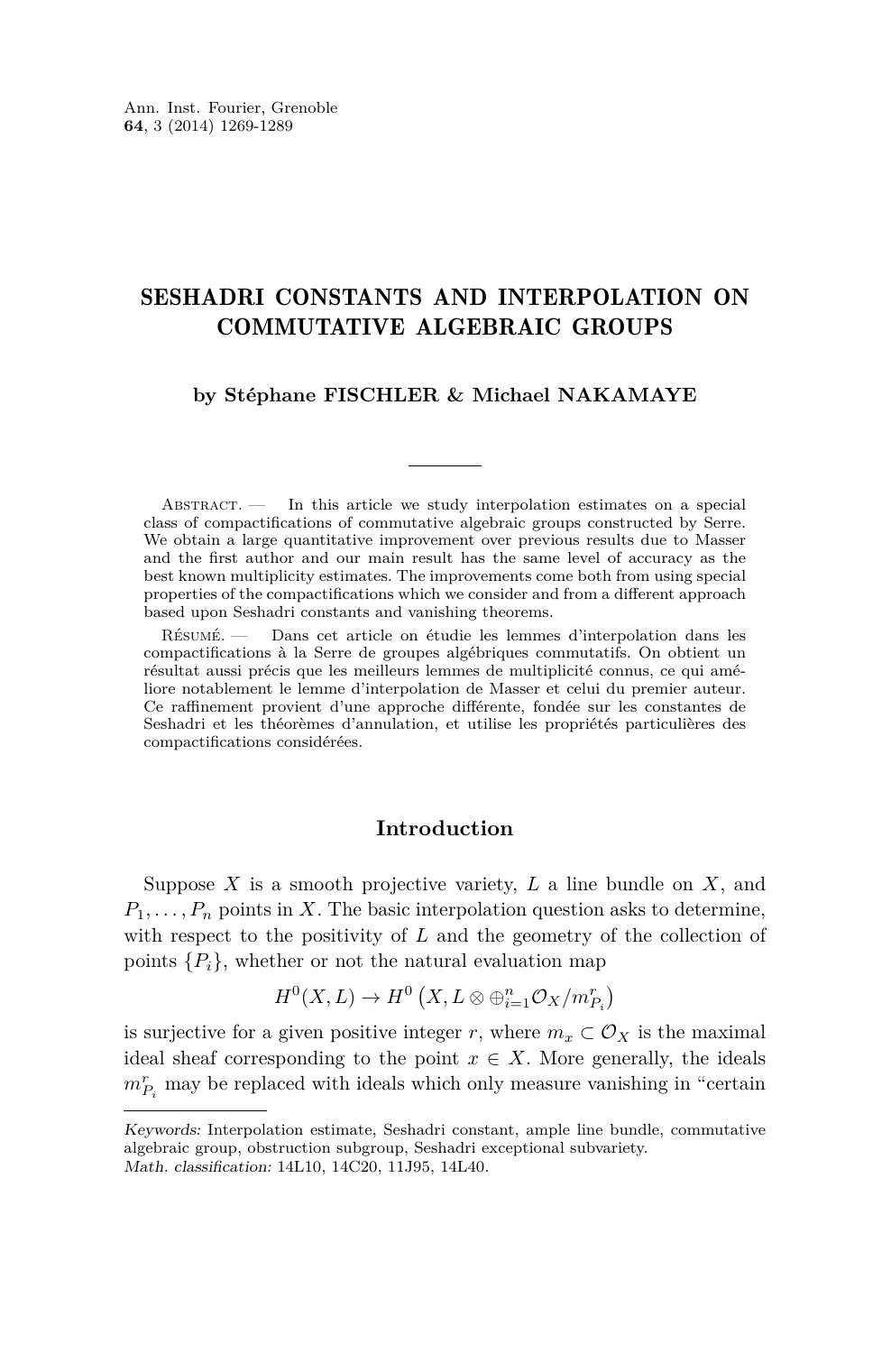#### SESHADRI CONSTANTS AND INTERPOLATION ON COMMUTATIVE ALGEBRAIC GROUPS

**by Stéphane FISCHLER & Michael NAKAMAYE**

Abstract. — In this article we study interpolation estimates on a special class of compactifications of commutative algebraic groups constructed by Serre. We obtain a large quantitative improvement over previous results due to Masser and the first author and our main result has the same level of accuracy as the best known multiplicity estimates. The improvements come both from using special properties of the compactifications which we consider and from a different approach based upon Seshadri constants and vanishing theorems.

Résumé. — Dans cet article on étudie les lemmes d'interpolation dans les compactifications à la Serre de groupes algébriques commutatifs. On obtient un résultat aussi précis que les meilleurs lemmes de multiplicité connus, ce qui améliore notablement le lemme d'interpolation de Masser et celui du premier auteur. Ce raffinement provient d'une approche différente, fondée sur les constantes de Seshadri et les théorèmes d'annulation, et utilise les propriétés particulières des compactifications considérées.

## Introduction

Suppose $X$ is a smooth projective variety, $L$ a line bundle on $X$, and $P_1, \ldots, P_n$ points in $X$. The basic interpolation question asks to determine, with respect to the positivity of $L$ and the geometry of the collection of points $\{P_i\}$, whether or not the natural evaluation map

$$H^0(X, L) \to H^0\left(X, L \otimes \oplus_{i=1}^{n} \mathcal{O}_X/m_{P_i}^r\right)$$

is surjective for a given positive integer $r$, where $m_x \subset \mathcal{O}_X$ is the maximal ideal sheaf corresponding to the point $x \in X$. More generally, the ideals $m_{P_i}^r$ may be replaced with ideals which only measure vanishing in "certain

*Keywords:* Interpolation estimate, Seshadri constant, ample line bundle, commutative algebraic group, obstruction subgroup, Seshadri exceptional subvariety.
*Math. classification:* 14L10, 14C20, 11J95, 14L40.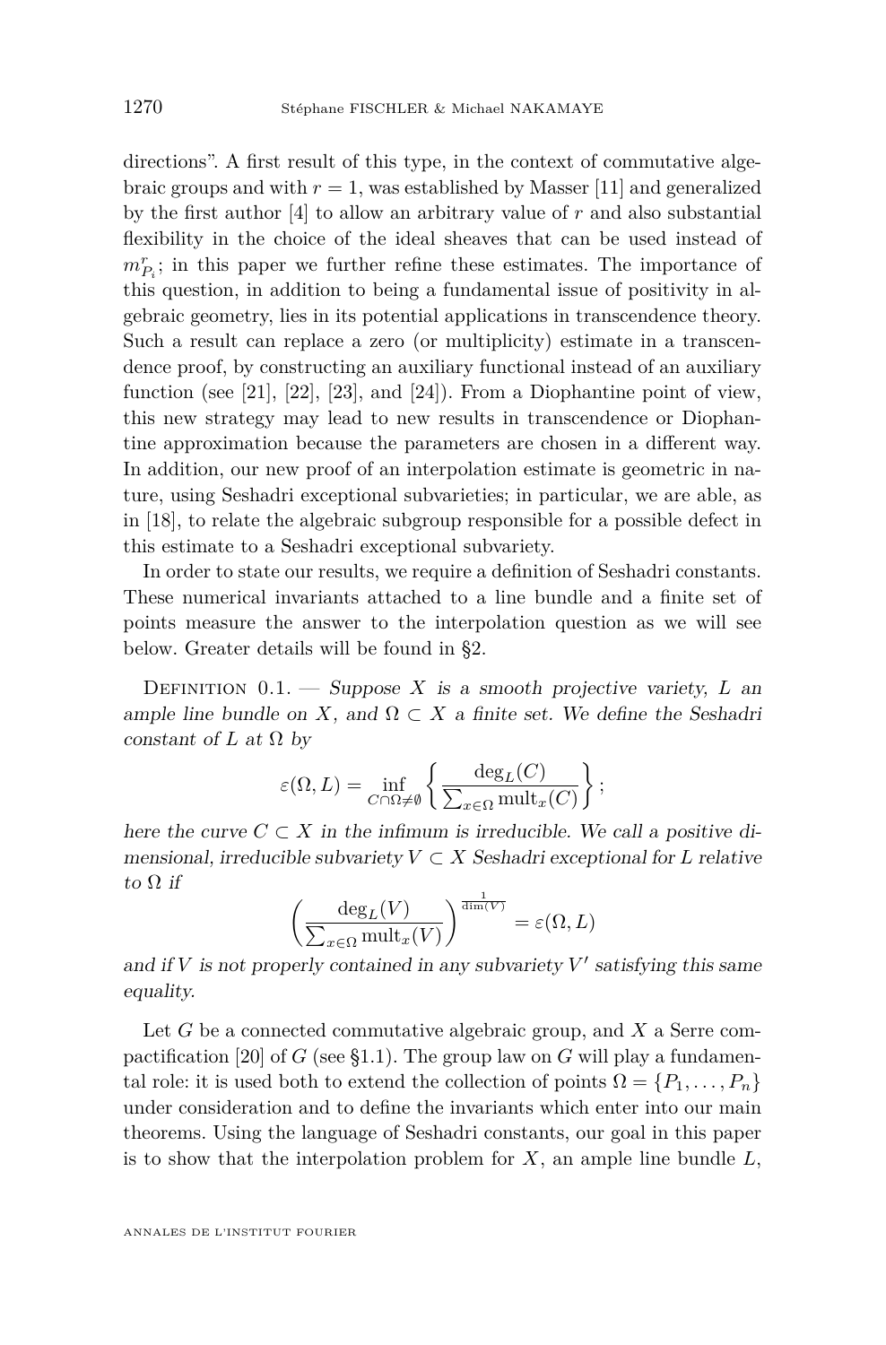directions". A first result of this type, in the context of commutative algebraic groups and with $r = 1$, was established by Masser [11] and generalized by the first author [4] to allow an arbitrary value of $r$ and also substantial flexibility in the choice of the ideal sheaves that can be used instead of $m_{P_i}^r$; in this paper we further refine these estimates. The importance of this question, in addition to being a fundamental issue of positivity in algebraic geometry, lies in its potential applications in transcendence theory. Such a result can replace a zero (or multiplicity) estimate in a transcendence proof, by constructing an auxiliary functional instead of an auxiliary function (see [21], [22], [23], and [24]). From a Diophantine point of view, this new strategy may lead to new results in transcendence or Diophantine approximation because the parameters are chosen in a different way. In addition, our new proof of an interpolation estimate is geometric in nature, using Seshadri exceptional subvarieties; in particular, we are able, as in [18], to relate the algebraic subgroup responsible for a possible defect in this estimate to a Seshadri exceptional subvariety.

In order to state our results, we require a definition of Seshadri constants. These numerical invariants attached to a line bundle and a finite set of points measure the answer to the interpolation question as we will see below. Greater details will be found in §2.

Definition 0.1. — *Suppose $X$ is a smooth projective variety, $L$ an ample line bundle on $X$, and $\Omega \subset X$ a finite set. We define the Seshadri constant of $L$ at $\Omega$ by*

$$\varepsilon(\Omega, L) = \inf_{C \cap \Omega \neq \emptyset} \left\{ \frac{\deg_L(C)}{\sum_{x \in \Omega} \operatorname{mult}_x(C)} \right\};$$

*here the curve $C \subset X$ in the infimum is irreducible. We call a positive dimensional, irreducible subvariety $V \subset X$ Seshadri exceptional for $L$ relative to $\Omega$ if*

$$\left( \frac{\deg_L(V)}{\sum_{x \in \Omega} \operatorname{mult}_x(V)} \right)^{\frac{1}{\dim(V)}} = \varepsilon(\Omega, L)$$

*and if $V$ is not properly contained in any subvariety $V'$ satisfying this same equality.*

Let $G$ be a connected commutative algebraic group, and $X$ a Serre compactification [20] of $G$ (see §1.1). The group law on $G$ will play a fundamental role: it is used both to extend the collection of points $\Omega = \{P_1, \ldots, P_n\}$ under consideration and to define the invariants which enter into our main theorems. Using the language of Seshadri constants, our goal in this paper is to show that the interpolation problem for $X$, an ample line bundle $L$,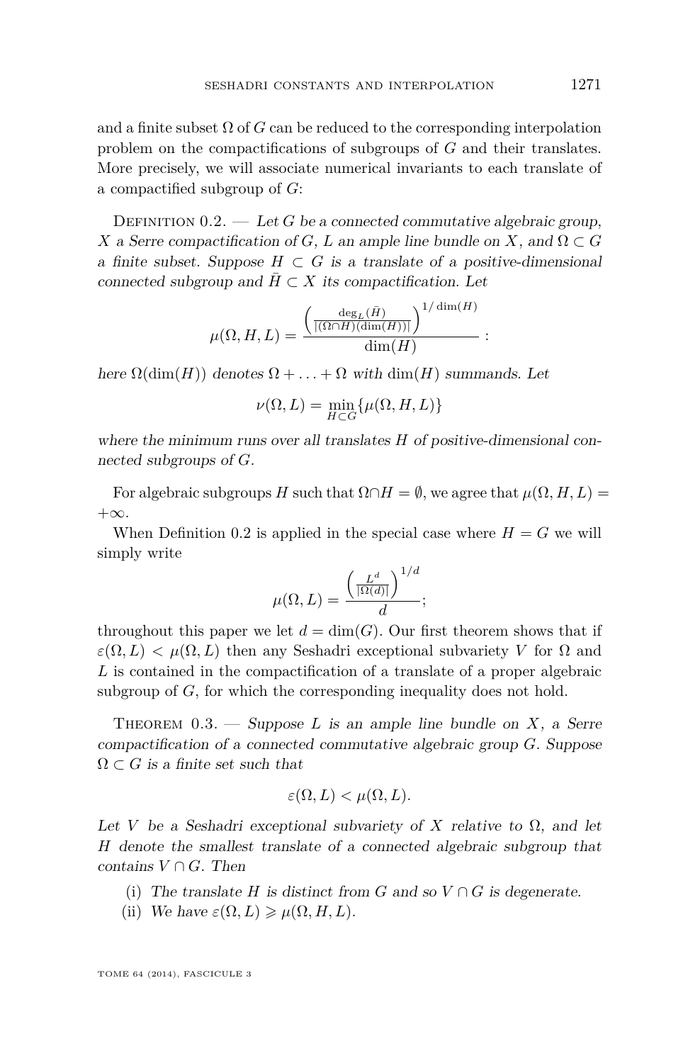and a finite subset $\Omega$ of $G$ can be reduced to the corresponding interpolation problem on the compactifications of subgroups of $G$ and their translates. More precisely, we will associate numerical invariants to each translate of a compactified subgroup of $G$:

Definition 0.2. — *Let $G$ be a connected commutative algebraic group, $X$ a Serre compactification of $G$, $L$ an ample line bundle on $X$, and $\Omega \subset G$ a finite subset. Suppose $H \subset G$ is a translate of a positive-dimensional connected subgroup and $\bar{H} \subset X$ its compactification. Let*

$$\mu(\Omega, H, L) = \frac{\left(\frac{\deg_L(\bar{H})}{|(\Omega \cap H)(\dim(H))|}\right)^{1/\dim(H)}}{\dim(H)}:$$

*here $\Omega(\dim(H))$ denotes $\Omega + \ldots + \Omega$ with $\dim(H)$ summands. Let*

$$\nu(\Omega, L) = \min_{H \subset G}\{\mu(\Omega, H, L)\}$$

*where the minimum runs over all translates $H$ of positive-dimensional connected subgroups of $G$.*

For algebraic subgroups $H$ such that $\Omega \cap H = \emptyset$, we agree that $\mu(\Omega, H, L) = +\infty$.

When Definition 0.2 is applied in the special case where $H = G$ we will simply write

$$\mu(\Omega, L) = \frac{\left(\frac{L^d}{|\Omega(d)|}\right)^{1/d}}{d};$$

throughout this paper we let $d = \dim(G)$. Our first theorem shows that if $\varepsilon(\Omega, L) < \mu(\Omega, L)$ then any Seshadri exceptional subvariety $V$ for $\Omega$ and $L$ is contained in the compactification of a translate of a proper algebraic subgroup of $G$, for which the corresponding inequality does not hold.

Theorem 0.3. — *Suppose $L$ is an ample line bundle on $X$, a Serre compactification of a connected commutative algebraic group $G$. Suppose $\Omega \subset G$ is a finite set such that*

$$\varepsilon(\Omega, L) < \mu(\Omega, L).$$

*Let $V$ be a Seshadri exceptional subvariety of $X$ relative to $\Omega$, and let $H$ denote the smallest translate of a connected algebraic subgroup that contains $V \cap G$. Then*

(i) *The translate $H$ is distinct from $G$ and so $V \cap G$ is degenerate.*

(ii) *We have $\varepsilon(\Omega, L) \geqslant \mu(\Omega, H, L)$.*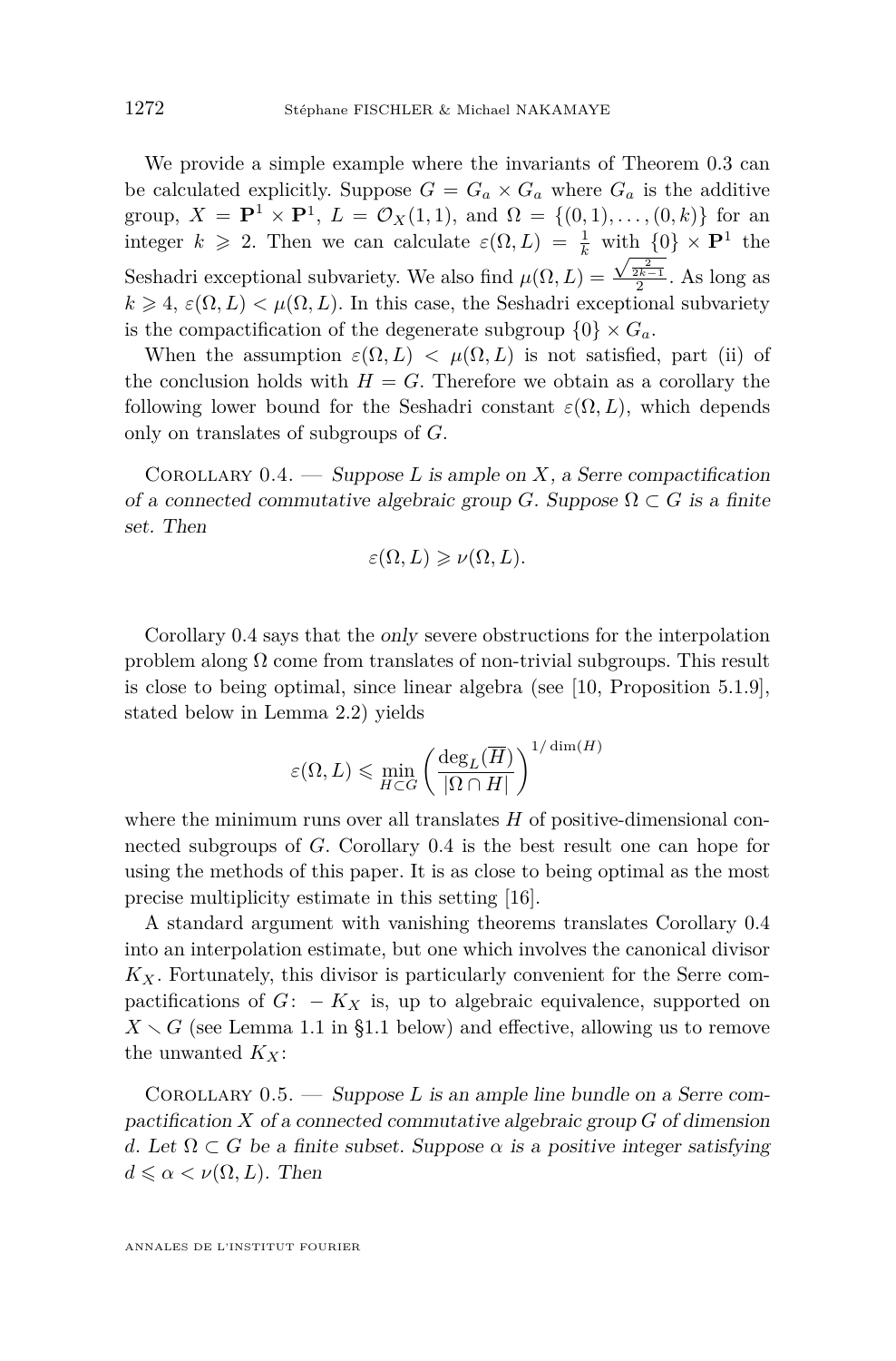We provide a simple example where the invariants of Theorem 0.3 can be calculated explicitly. Suppose $G = G_a \times G_a$ where $G_a$ is the additive group, $X = \mathbf{P}^1 \times \mathbf{P}^1$, $L = \mathcal{O}_X(1,1)$, and $\Omega = \{(0,1), \dots, (0,k)\}$ for an integer $k \geqslant 2$. Then we can calculate $\varepsilon(\Omega, L) = \frac{1}{k}$ with $\{0\} \times \mathbf{P}^1$ the Seshadri exceptional subvariety. We also find $\mu(\Omega, L) = \frac{\sqrt{\frac{2}{2k-1}}}{2}$. As long as $k \geqslant 4$, $\varepsilon(\Omega, L) < \mu(\Omega, L)$. In this case, the Seshadri exceptional subvariety is the compactification of the degenerate subgroup $\{0\} \times G_a$.

When the assumption $\varepsilon(\Omega, L) < \mu(\Omega, L)$ is not satisfied, part (ii) of the conclusion holds with $H = G$. Therefore we obtain as a corollary the following lower bound for the Seshadri constant $\varepsilon(\Omega, L)$, which depends only on translates of subgroups of $G$.

Corollary 0.4. — *Suppose $L$ is ample on $X$, a Serre compactification of a connected commutative algebraic group $G$. Suppose $\Omega \subset G$ is a finite set. Then*

$$\varepsilon(\Omega, L) \geqslant \nu(\Omega, L).$$

Corollary 0.4 says that the *only* severe obstructions for the interpolation problem along $\Omega$ come from translates of non-trivial subgroups. This result is close to being optimal, since linear algebra (see [10, Proposition 5.1.9], stated below in Lemma 2.2) yields

$$\varepsilon(\Omega, L) \leqslant \min_{H \subset G} \left( \frac{\deg_L(\overline{H})}{|\Omega \cap H|} \right)^{1/\dim(H)}$$

where the minimum runs over all translates $H$ of positive-dimensional connected subgroups of $G$. Corollary 0.4 is the best result one can hope for using the methods of this paper. It is as close to being optimal as the most precise multiplicity estimate in this setting [16].

A standard argument with vanishing theorems translates Corollary 0.4 into an interpolation estimate, but one which involves the canonical divisor $K_X$. Fortunately, this divisor is particularly convenient for the Serre compactifications of $G$: $-K_X$ is, up to algebraic equivalence, supported on $X \smallsetminus G$ (see Lemma 1.1 in §1.1 below) and effective, allowing us to remove the unwanted $K_X$:

Corollary 0.5. — *Suppose $L$ is an ample line bundle on a Serre compactification $X$ of a connected commutative algebraic group $G$ of dimension $d$. Let $\Omega \subset G$ be a finite subset. Suppose $\alpha$ is a positive integer satisfying $d \leqslant \alpha < \nu(\Omega, L)$. Then*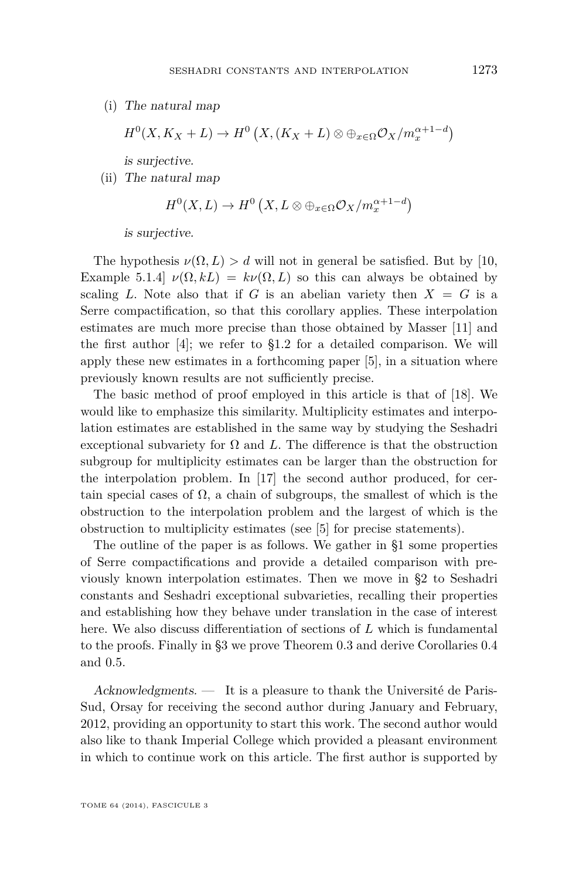(i) *The natural map*

$$H^0(X, K_X + L) \to H^0\left(X, (K_X + L) \otimes \oplus_{x\in\Omega}\mathcal{O}_X/m_x^{\alpha+1-d}\right)$$

*is surjective.*

(ii) *The natural map*

$$H^0(X, L) \to H^0\left(X, L \otimes \oplus_{x\in\Omega}\mathcal{O}_X/m_x^{\alpha+1-d}\right)$$

*is surjective.*

The hypothesis $\nu(\Omega, L) > d$ will not in general be satisfied. But by [10, Example 5.1.4] $\nu(\Omega, kL) = k\nu(\Omega, L)$ so this can always be obtained by scaling $L$. Note also that if $G$ is an abelian variety then $X = G$ is a Serre compactification, so that this corollary applies. These interpolation estimates are much more precise than those obtained by Masser [11] and the first author [4]; we refer to §1.2 for a detailed comparison. We will apply these new estimates in a forthcoming paper [5], in a situation where previously known results are not sufficiently precise.

The basic method of proof employed in this article is that of [18]. We would like to emphasize this similarity. Multiplicity estimates and interpolation estimates are established in the same way by studying the Seshadri exceptional subvariety for $\Omega$ and $L$. The difference is that the obstruction subgroup for multiplicity estimates can be larger than the obstruction for the interpolation problem. In [17] the second author produced, for certain special cases of $\Omega$, a chain of subgroups, the smallest of which is the obstruction to the interpolation problem and the largest of which is the obstruction to multiplicity estimates (see [5] for precise statements).

The outline of the paper is as follows. We gather in §1 some properties of Serre compactifications and provide a detailed comparison with previously known interpolation estimates. Then we move in §2 to Seshadri constants and Seshadri exceptional subvarieties, recalling their properties and establishing how they behave under translation in the case of interest here. We also discuss differentiation of sections of $L$ which is fundamental to the proofs. Finally in §3 we prove Theorem 0.3 and derive Corollaries 0.4 and 0.5.

*Acknowledgments.* — It is a pleasure to thank the Université de Paris-Sud, Orsay for receiving the second author during January and February, 2012, providing an opportunity to start this work. The second author would also like to thank Imperial College which provided a pleasant environment in which to continue work on this article. The first author is supported by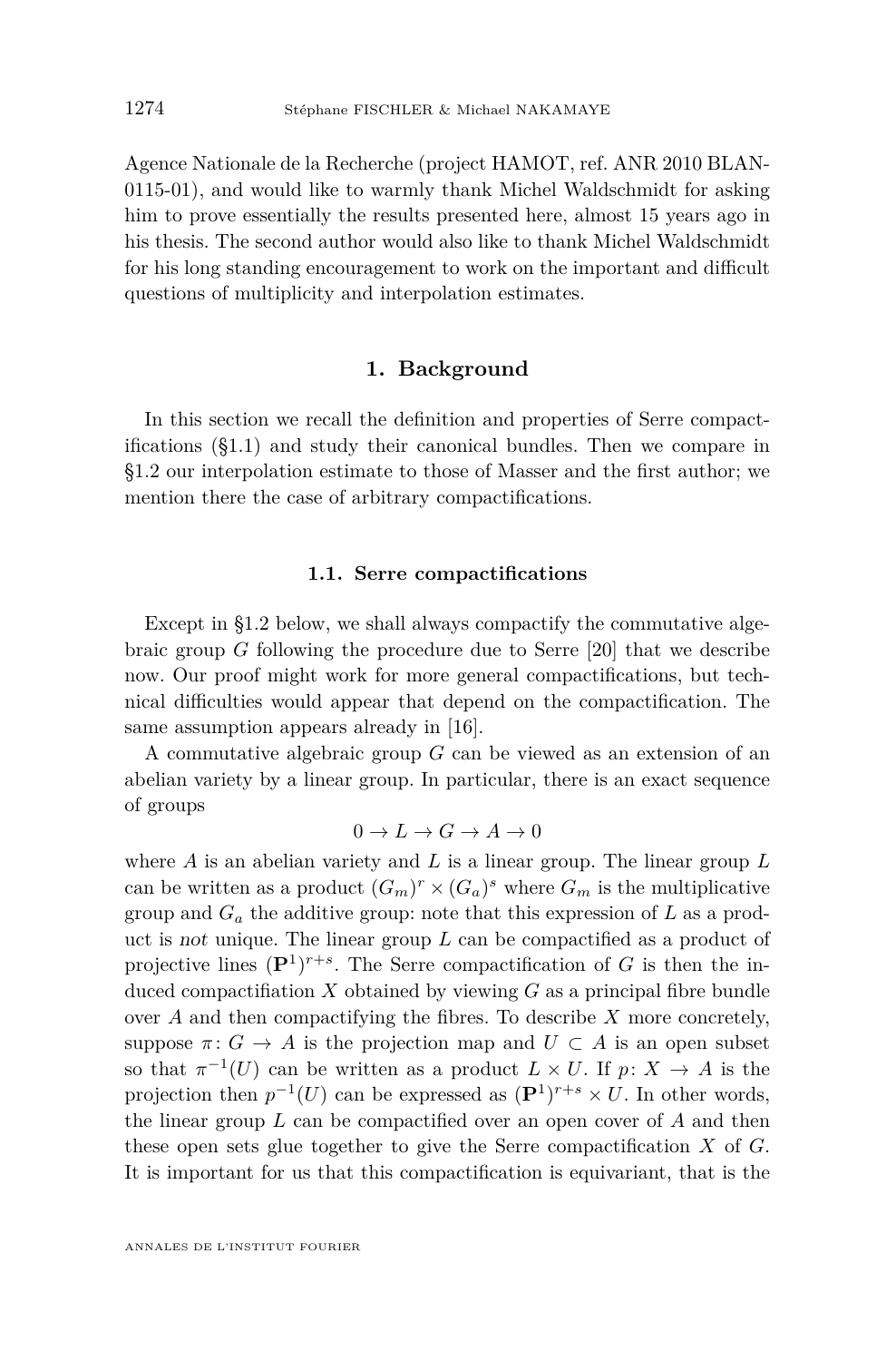Agence Nationale de la Recherche (project HAMOT, ref. ANR 2010 BLAN-0115-01), and would like to warmly thank Michel Waldschmidt for asking him to prove essentially the results presented here, almost 15 years ago in his thesis. The second author would also like to thank Michel Waldschmidt for his long standing encouragement to work on the important and difficult questions of multiplicity and interpolation estimates.

## 1. Background

In this section we recall the definition and properties of Serre compactifications (§1.1) and study their canonical bundles. Then we compare in §1.2 our interpolation estimate to those of Masser and the first author; we mention there the case of arbitrary compactifications.

### 1.1. Serre compactifications

Except in §1.2 below, we shall always compactify the commutative algebraic group $G$ following the procedure due to Serre [20] that we describe now. Our proof might work for more general compactifications, but technical difficulties would appear that depend on the compactification. The same assumption appears already in [16].

A commutative algebraic group $G$ can be viewed as an extension of an abelian variety by a linear group. In particular, there is an exact sequence of groups

$$0 \to L \to G \to A \to 0$$

where $A$ is an abelian variety and $L$ is a linear group. The linear group $L$ can be written as a product $(G_m)^r \times (G_a)^s$ where $G_m$ is the multiplicative group and $G_a$ the additive group: note that this expression of $L$ as a product is *not* unique. The linear group $L$ can be compactified as a product of projective lines $(\mathbf{P}^1)^{r+s}$. The Serre compactification of $G$ is then the induced compactifiation $X$ obtained by viewing $G$ as a principal fibre bundle over $A$ and then compactifying the fibres. To describe $X$ more concretely, suppose $\pi\colon G \to A$ is the projection map and $U \subset A$ is an open subset so that $\pi^{-1}(U)$ can be written as a product $L \times U$. If $p\colon X \to A$ is the projection then $p^{-1}(U)$ can be expressed as $(\mathbf{P}^1)^{r+s} \times U$. In other words, the linear group $L$ can be compactified over an open cover of $A$ and then these open sets glue together to give the Serre compactification $X$ of $G$. It is important for us that this compactification is equivariant, that is the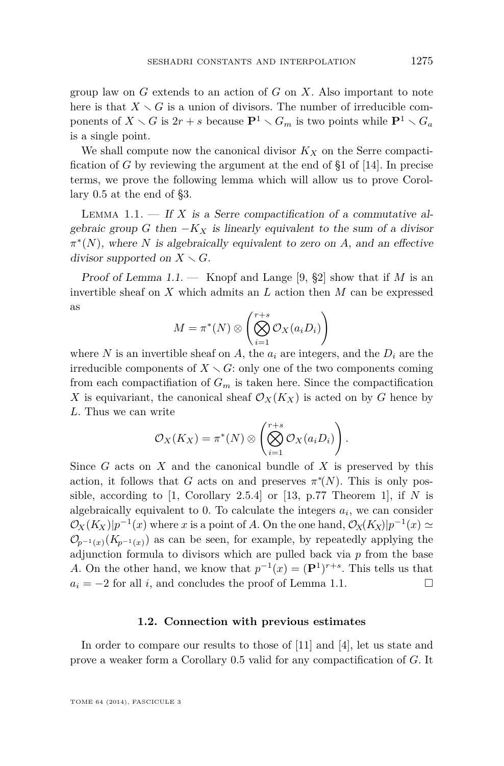group law on $G$ extends to an action of $G$ on $X$. Also important to note here is that $X \smallsetminus G$ is a union of divisors. The number of irreducible components of $X \smallsetminus G$ is $2r + s$ because $\mathbf{P}^1 \smallsetminus G_m$ is two points while $\mathbf{P}^1 \smallsetminus G_a$ is a single point.

We shall compute now the canonical divisor $K_X$ on the Serre compactification of $G$ by reviewing the argument at the end of §1 of [14]. In precise terms, we prove the following lemma which will allow us to prove Corollary 0.5 at the end of §3.

Lemma 1.1. — *If $X$ is a Serre compactification of a commutative algebraic group $G$ then $-K_X$ is linearly equivalent to the sum of a divisor $\pi^*(N)$, where $N$ is algebraically equivalent to zero on $A$, and an effective divisor supported on $X \smallsetminus G$.*

*Proof of Lemma 1.1.* — Knopf and Lange [9, §2] show that if $M$ is an invertible sheaf on $X$ which admits an $L$ action then $M$ can be expressed as

$$M = \pi^*(N) \otimes \left( \bigotimes_{i=1}^{r+s} \mathcal{O}_X(a_i D_i) \right)$$

where $N$ is an invertible sheaf on $A$, the $a_i$ are integers, and the $D_i$ are the irreducible components of $X \smallsetminus G$: only one of the two components coming from each compactifiation of $G_m$ is taken here. Since the compactification $X$ is equivariant, the canonical sheaf $\mathcal{O}_X(K_X)$ is acted on by $G$ hence by $L$. Thus we can write

$$\mathcal{O}_X(K_X) = \pi^*(N) \otimes \left( \bigotimes_{i=1}^{r+s} \mathcal{O}_X(a_i D_i) \right).$$

Since $G$ acts on $X$ and the canonical bundle of $X$ is preserved by this action, it follows that $G$ acts on and preserves $\pi^*(N)$. This is only possible, according to [1, Corollary 2.5.4] or [13, p.77 Theorem 1], if $N$ is algebraically equivalent to 0. To calculate the integers $a_i$, we can consider $\mathcal{O}_X(K_X)|p^{-1}(x)$ where $x$ is a point of $A$. On the one hand, $\mathcal{O}_X(K_X)|p^{-1}(x) \simeq \mathcal{O}_{p^{-1}(x)}(K_{p^{-1}(x)})$ as can be seen, for example, by repeatedly applying the adjunction formula to divisors which are pulled back via $p$ from the base $A$. On the other hand, we know that $p^{-1}(x) = (\mathbf{P}^1)^{r+s}$. This tells us that $a_i = -2$ for all $i$, and concludes the proof of Lemma 1.1. □

### 1.2. Connection with previous estimates

In order to compare our results to those of [11] and [4], let us state and prove a weaker form a Corollary 0.5 valid for any compactification of $G$. It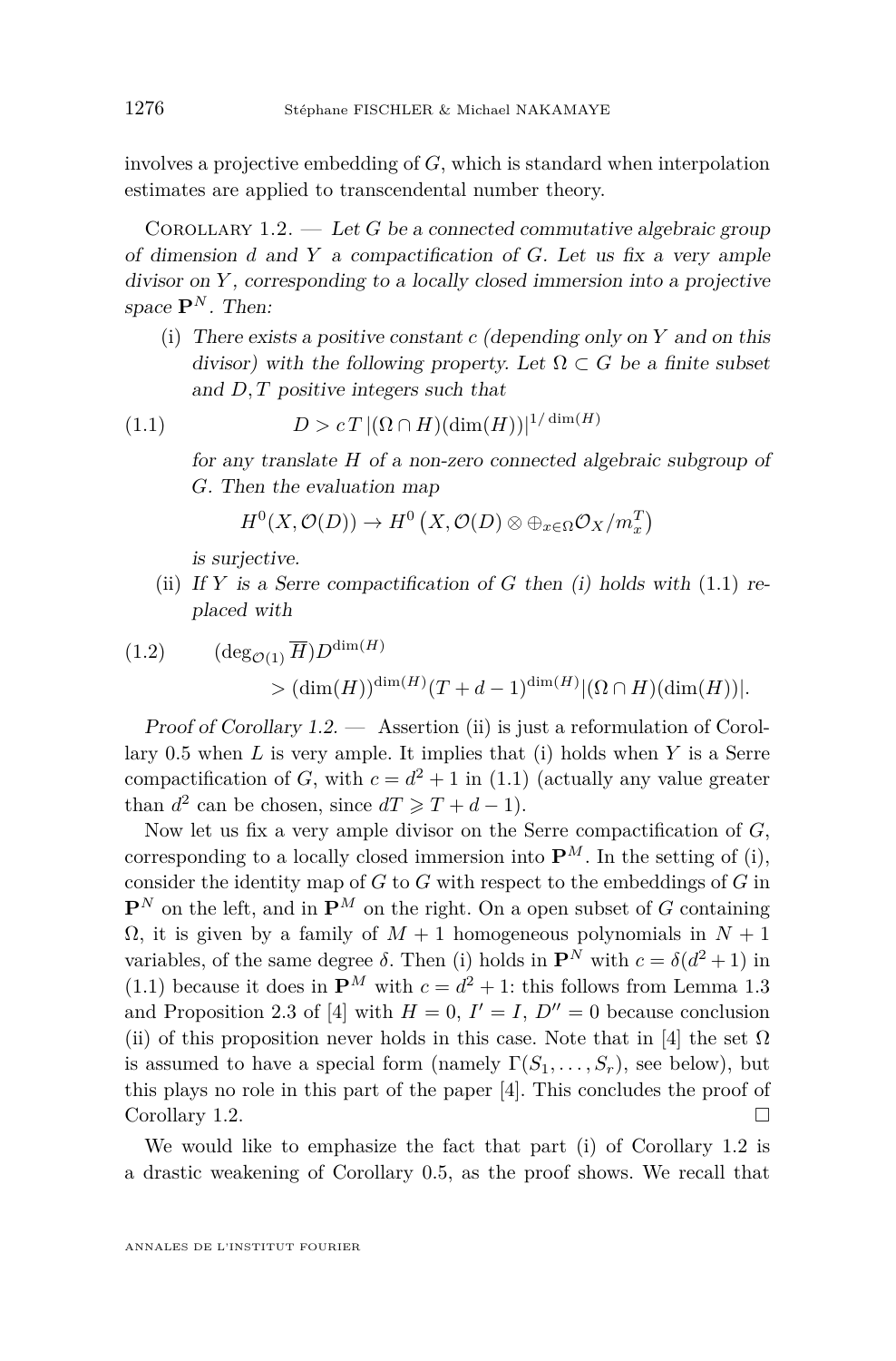involves a projective embedding of $G$, which is standard when interpolation estimates are applied to transcendental number theory.

Corollary 1.2. — *Let $G$ be a connected commutative algebraic group of dimension $d$ and $Y$ a compactification of $G$. Let us fix a very ample divisor on $Y$, corresponding to a locally closed immersion into a projective space $\mathbf{P}^N$. Then:*

(i) *There exists a positive constant $c$ (depending only on $Y$ and on this divisor) with the following property. Let $\Omega \subset G$ be a finite subset and $D, T$ positive integers such that*

$$D > c\,T\,|(\Omega \cap H)(\dim(H))|^{1/\dim(H)} \tag{1.1}$$

*for any translate $H$ of a non-zero connected algebraic subgroup of $G$. Then the evaluation map*

$$H^0(X, \mathcal{O}(D)) \to H^0\left(X, \mathcal{O}(D) \otimes \oplus_{x\in\Omega} \mathcal{O}_X/m_x^T\right)$$

*is surjective.*

(ii) *If $Y$ is a Serre compactification of $G$ then (i) holds with* (1.1) *replaced with*

$$(\deg_{\mathcal{O}(1)} \overline{H}) D^{\dim(H)} > (\dim(H))^{\dim(H)} (T+d-1)^{\dim(H)} |(\Omega \cap H)(\dim(H))|. \tag{1.2}$$

*Proof of Corollary 1.2.* — Assertion (ii) is just a reformulation of Corollary 0.5 when $L$ is very ample. It implies that (i) holds when $Y$ is a Serre compactification of $G$, with $c = d^2+1$ in (1.1) (actually any value greater than $d^2$ can be chosen, since $dT \geqslant T+d-1$).

Now let us fix a very ample divisor on the Serre compactification of $G$, corresponding to a locally closed immersion into $\mathbf{P}^M$. In the setting of (i), consider the identity map of $G$ to $G$ with respect to the embeddings of $G$ in $\mathbf{P}^N$ on the left, and in $\mathbf{P}^M$ on the right. On a open subset of $G$ containing $\Omega$, it is given by a family of $M+1$ homogeneous polynomials in $N+1$ variables, of the same degree $\delta$. Then (i) holds in $\mathbf{P}^N$ with $c = \delta(d^2+1)$ in (1.1) because it does in $\mathbf{P}^M$ with $c = d^2+1$: this follows from Lemma 1.3 and Proposition 2.3 of [4] with $H = 0$, $I' = I$, $D'' = 0$ because conclusion (ii) of this proposition never holds in this case. Note that in [4] the set $\Omega$ is assumed to have a special form (namely $\Gamma(S_1, \ldots, S_r)$, see below), but this plays no role in this part of the paper [4]. This concludes the proof of Corollary 1.2. $\square$

We would like to emphasize the fact that part (i) of Corollary 1.2 is a drastic weakening of Corollary 0.5, as the proof shows. We recall that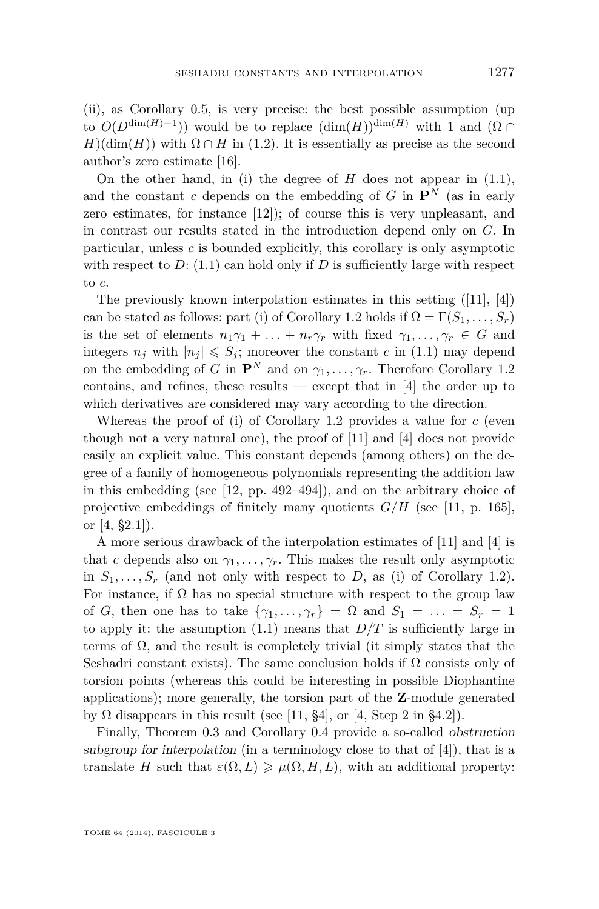(ii), as Corollary 0.5, is very precise: the best possible assumption (up to $O(D^{\dim(H)-1})$) would be to replace $(\dim(H))^{\dim(H)}$ with 1 and $(\Omega \cap H)(\dim(H))$ with $\Omega \cap H$ in (1.2). It is essentially as precise as the second author's zero estimate [16].

On the other hand, in (i) the degree of $H$ does not appear in (1.1), and the constant $c$ depends on the embedding of $G$ in $\mathbf{P}^N$ (as in early zero estimates, for instance [12]); of course this is very unpleasant, and in contrast our results stated in the introduction depend only on $G$. In particular, unless $c$ is bounded explicitly, this corollary is only asymptotic with respect to $D$: (1.1) can hold only if $D$ is sufficiently large with respect to $c$.

The previously known interpolation estimates in this setting ([11], [4]) can be stated as follows: part (i) of Corollary 1.2 holds if $\Omega = \Gamma(S_1, \ldots, S_r)$ is the set of elements $n_1\gamma_1 + \ldots + n_r\gamma_r$ with fixed $\gamma_1, \ldots, \gamma_r \in G$ and integers $n_j$ with $|n_j| \leqslant S_j$; moreover the constant $c$ in (1.1) may depend on the embedding of $G$ in $\mathbf{P}^N$ and on $\gamma_1, \ldots, \gamma_r$. Therefore Corollary 1.2 contains, and refines, these results — except that in [4] the order up to which derivatives are considered may vary according to the direction.

Whereas the proof of (i) of Corollary 1.2 provides a value for $c$ (even though not a very natural one), the proof of [11] and [4] does not provide easily an explicit value. This constant depends (among others) on the degree of a family of homogeneous polynomials representing the addition law in this embedding (see [12, pp. 492–494]), and on the arbitrary choice of projective embeddings of finitely many quotients $G/H$ (see [11, p. 165], or [4, §2.1]).

A more serious drawback of the interpolation estimates of [11] and [4] is that $c$ depends also on $\gamma_1, \ldots, \gamma_r$. This makes the result only asymptotic in $S_1, \ldots, S_r$ (and not only with respect to $D$, as (i) of Corollary 1.2). For instance, if $\Omega$ has no special structure with respect to the group law of $G$, then one has to take $\{\gamma_1, \ldots, \gamma_r\} = \Omega$ and $S_1 = \ldots = S_r = 1$ to apply it: the assumption (1.1) means that $D/T$ is sufficiently large in terms of $\Omega$, and the result is completely trivial (it simply states that the Seshadri constant exists). The same conclusion holds if $\Omega$ consists only of torsion points (whereas this could be interesting in possible Diophantine applications); more generally, the torsion part of the $\mathbf{Z}$-module generated by $\Omega$ disappears in this result (see [11, §4], or [4, Step 2 in §4.2]).

Finally, Theorem 0.3 and Corollary 0.4 provide a so-called *obstruction subgroup for interpolation* (in a terminology close to that of [4]), that is a translate $H$ such that $\varepsilon(\Omega, L) \geqslant \mu(\Omega, H, L)$, with an additional property: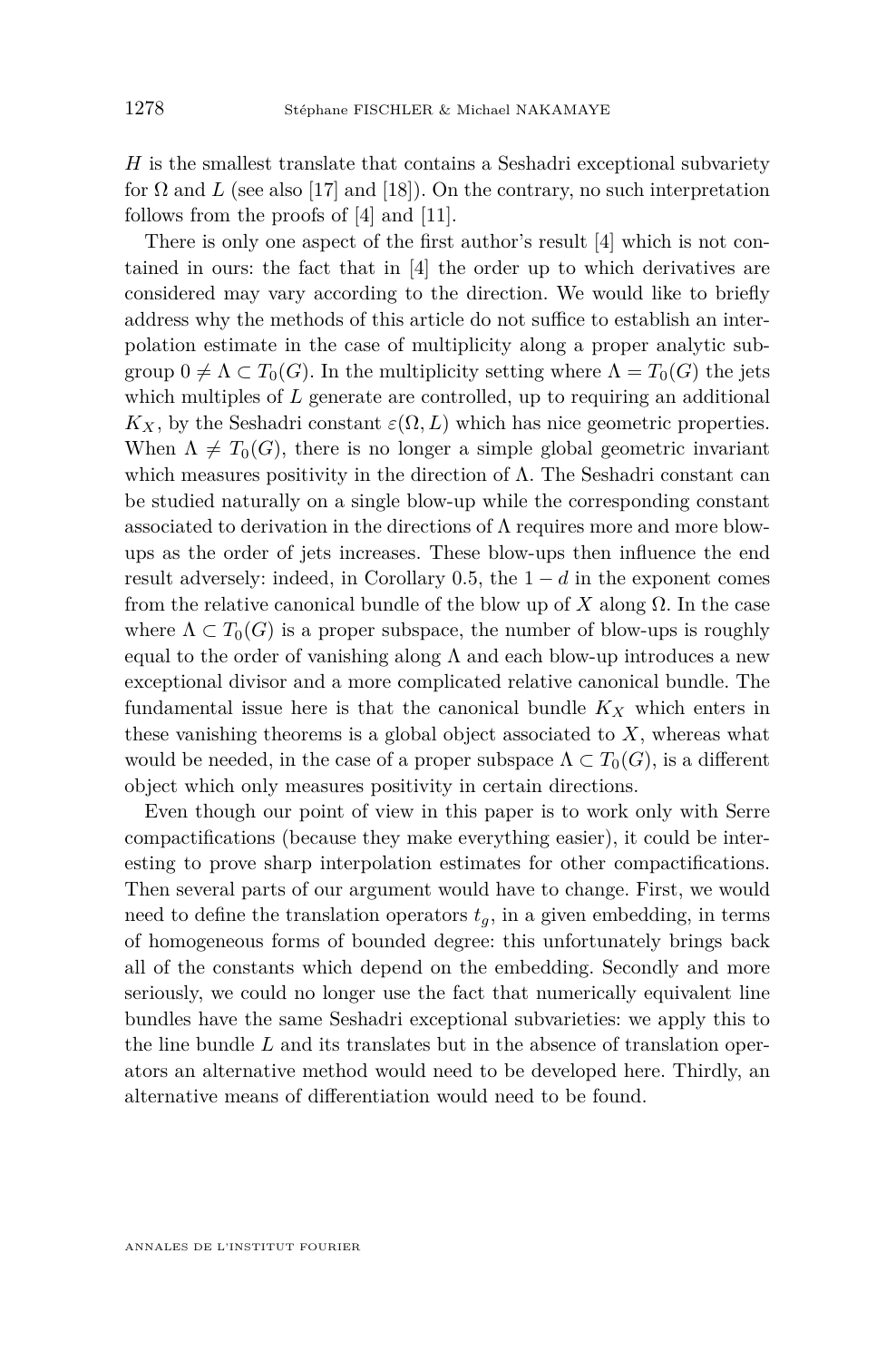$H$ is the smallest translate that contains a Seshadri exceptional subvariety for $\Omega$ and $L$ (see also [17] and [18]). On the contrary, no such interpretation follows from the proofs of [4] and [11].

There is only one aspect of the first author's result [4] which is not contained in ours: the fact that in [4] the order up to which derivatives are considered may vary according to the direction. We would like to briefly address why the methods of this article do not suffice to establish an interpolation estimate in the case of multiplicity along a proper analytic subgroup $0 \neq \Lambda \subset T_0(G)$. In the multiplicity setting where $\Lambda = T_0(G)$ the jets which multiples of $L$ generate are controlled, up to requiring an additional $K_X$, by the Seshadri constant $\varepsilon(\Omega, L)$ which has nice geometric properties. When $\Lambda \neq T_0(G)$, there is no longer a simple global geometric invariant which measures positivity in the direction of $\Lambda$. The Seshadri constant can be studied naturally on a single blow-up while the corresponding constant associated to derivation in the directions of $\Lambda$ requires more and more blow-ups as the order of jets increases. These blow-ups then influence the end result adversely: indeed, in Corollary 0.5, the $1 - d$ in the exponent comes from the relative canonical bundle of the blow up of $X$ along $\Omega$. In the case where $\Lambda \subset T_0(G)$ is a proper subspace, the number of blow-ups is roughly equal to the order of vanishing along $\Lambda$ and each blow-up introduces a new exceptional divisor and a more complicated relative canonical bundle. The fundamental issue here is that the canonical bundle $K_X$ which enters in these vanishing theorems is a global object associated to $X$, whereas what would be needed, in the case of a proper subspace $\Lambda \subset T_0(G)$, is a different object which only measures positivity in certain directions.

Even though our point of view in this paper is to work only with Serre compactifications (because they make everything easier), it could be interesting to prove sharp interpolation estimates for other compactifications. Then several parts of our argument would have to change. First, we would need to define the translation operators $t_g$, in a given embedding, in terms of homogeneous forms of bounded degree: this unfortunately brings back all of the constants which depend on the embedding. Secondly and more seriously, we could no longer use the fact that numerically equivalent line bundles have the same Seshadri exceptional subvarieties: we apply this to the line bundle $L$ and its translates but in the absence of translation operators an alternative method would need to be developed here. Thirdly, an alternative means of differentiation would need to be found.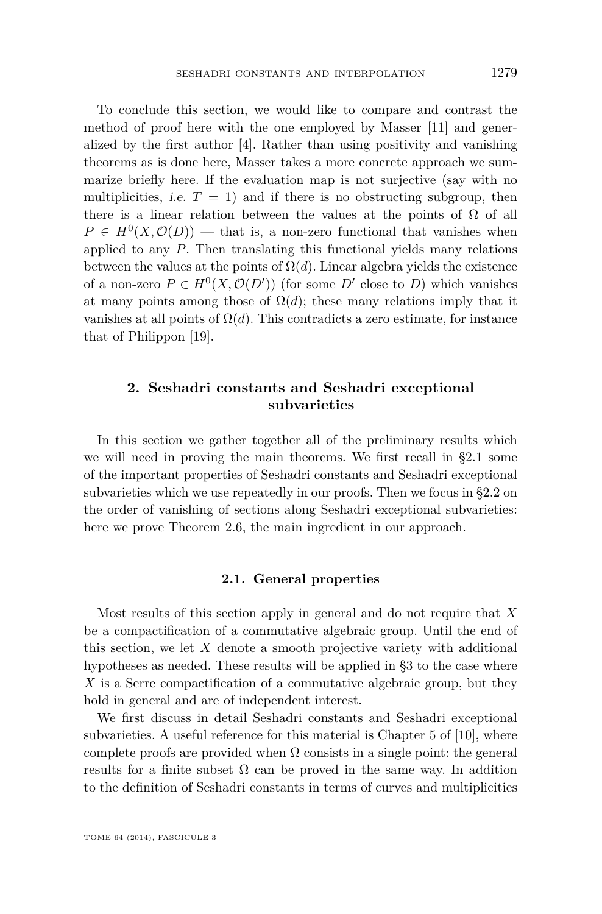To conclude this section, we would like to compare and contrast the method of proof here with the one employed by Masser [11] and generalized by the first author [4]. Rather than using positivity and vanishing theorems as is done here, Masser takes a more concrete approach we summarize briefly here. If the evaluation map is not surjective (say with no multiplicities, *i.e.* $T = 1$) and if there is no obstructing subgroup, then there is a linear relation between the values at the points of $\Omega$ of all $P \in H^0(X, \mathcal{O}(D))$ — that is, a non-zero functional that vanishes when applied to any $P$. Then translating this functional yields many relations between the values at the points of $\Omega(d)$. Linear algebra yields the existence of a non-zero $P \in H^0(X, \mathcal{O}(D'))$ (for some $D'$ close to $D$) which vanishes at many points among those of $\Omega(d)$; these many relations imply that it vanishes at all points of $\Omega(d)$. This contradicts a zero estimate, for instance that of Philippon [19].

## 2. Seshadri constants and Seshadri exceptional subvarieties

In this section we gather together all of the preliminary results which we will need in proving the main theorems. We first recall in §2.1 some of the important properties of Seshadri constants and Seshadri exceptional subvarieties which we use repeatedly in our proofs. Then we focus in §2.2 on the order of vanishing of sections along Seshadri exceptional subvarieties: here we prove Theorem 2.6, the main ingredient in our approach.

### 2.1. General properties

Most results of this section apply in general and do not require that $X$ be a compactification of a commutative algebraic group. Until the end of this section, we let $X$ denote a smooth projective variety with additional hypotheses as needed. These results will be applied in §3 to the case where $X$ is a Serre compactification of a commutative algebraic group, but they hold in general and are of independent interest.

We first discuss in detail Seshadri constants and Seshadri exceptional subvarieties. A useful reference for this material is Chapter 5 of [10], where complete proofs are provided when $\Omega$ consists in a single point: the general results for a finite subset $\Omega$ can be proved in the same way. In addition to the definition of Seshadri constants in terms of curves and multiplicities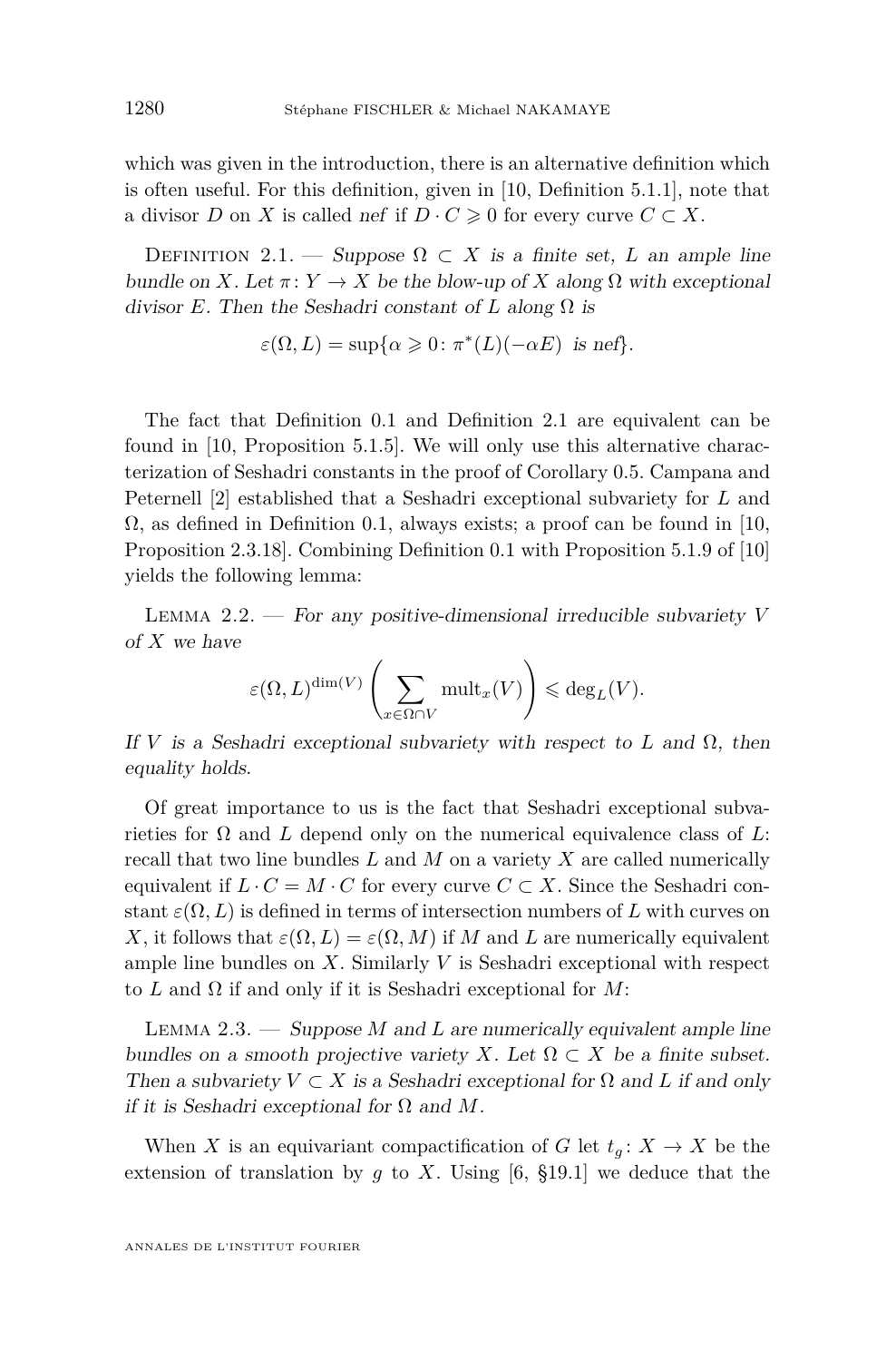which was given in the introduction, there is an alternative definition which is often useful. For this definition, given in [10, Definition 5.1.1], note that a divisor $D$ on $X$ is called *nef* if $D \cdot C \geqslant 0$ for every curve $C \subset X$.

Definition 2.1. — *Suppose $\Omega \subset X$ is a finite set, $L$ an ample line bundle on $X$. Let $\pi\colon Y \to X$ be the blow-up of $X$ along $\Omega$ with exceptional divisor $E$. Then the Seshadri constant of $L$ along $\Omega$ is*

$$\varepsilon(\Omega, L) = \sup\{\alpha \geqslant 0 \colon \pi^*(L)(-\alpha E) \text{ is nef}\}.$$

The fact that Definition 0.1 and Definition 2.1 are equivalent can be found in [10, Proposition 5.1.5]. We will only use this alternative characterization of Seshadri constants in the proof of Corollary 0.5. Campana and Peternell [2] established that a Seshadri exceptional subvariety for $L$ and $\Omega$, as defined in Definition 0.1, always exists; a proof can be found in [10, Proposition 2.3.18]. Combining Definition 0.1 with Proposition 5.1.9 of [10] yields the following lemma:

Lemma 2.2. — *For any positive-dimensional irreducible subvariety $V$ of $X$ we have*

$$\varepsilon(\Omega, L)^{\dim(V)} \left( \sum_{x \in \Omega \cap V} \mathrm{mult}_x(V) \right) \leqslant \deg_L(V).$$

*If $V$ is a Seshadri exceptional subvariety with respect to $L$ and $\Omega$, then equality holds.*

Of great importance to us is the fact that Seshadri exceptional subvarieties for $\Omega$ and $L$ depend only on the numerical equivalence class of $L$: recall that two line bundles $L$ and $M$ on a variety $X$ are called numerically equivalent if $L \cdot C = M \cdot C$ for every curve $C \subset X$. Since the Seshadri constant $\varepsilon(\Omega, L)$ is defined in terms of intersection numbers of $L$ with curves on $X$, it follows that $\varepsilon(\Omega, L) = \varepsilon(\Omega, M)$ if $M$ and $L$ are numerically equivalent ample line bundles on $X$. Similarly $V$ is Seshadri exceptional with respect to $L$ and $\Omega$ if and only if it is Seshadri exceptional for $M$:

Lemma 2.3. — *Suppose $M$ and $L$ are numerically equivalent ample line bundles on a smooth projective variety $X$. Let $\Omega \subset X$ be a finite subset. Then a subvariety $V \subset X$ is a Seshadri exceptional for $\Omega$ and $L$ if and only if it is Seshadri exceptional for $\Omega$ and $M$.*

When $X$ is an equivariant compactification of $G$ let $t_g \colon X \to X$ be the extension of translation by $g$ to $X$. Using [6, §19.1] we deduce that the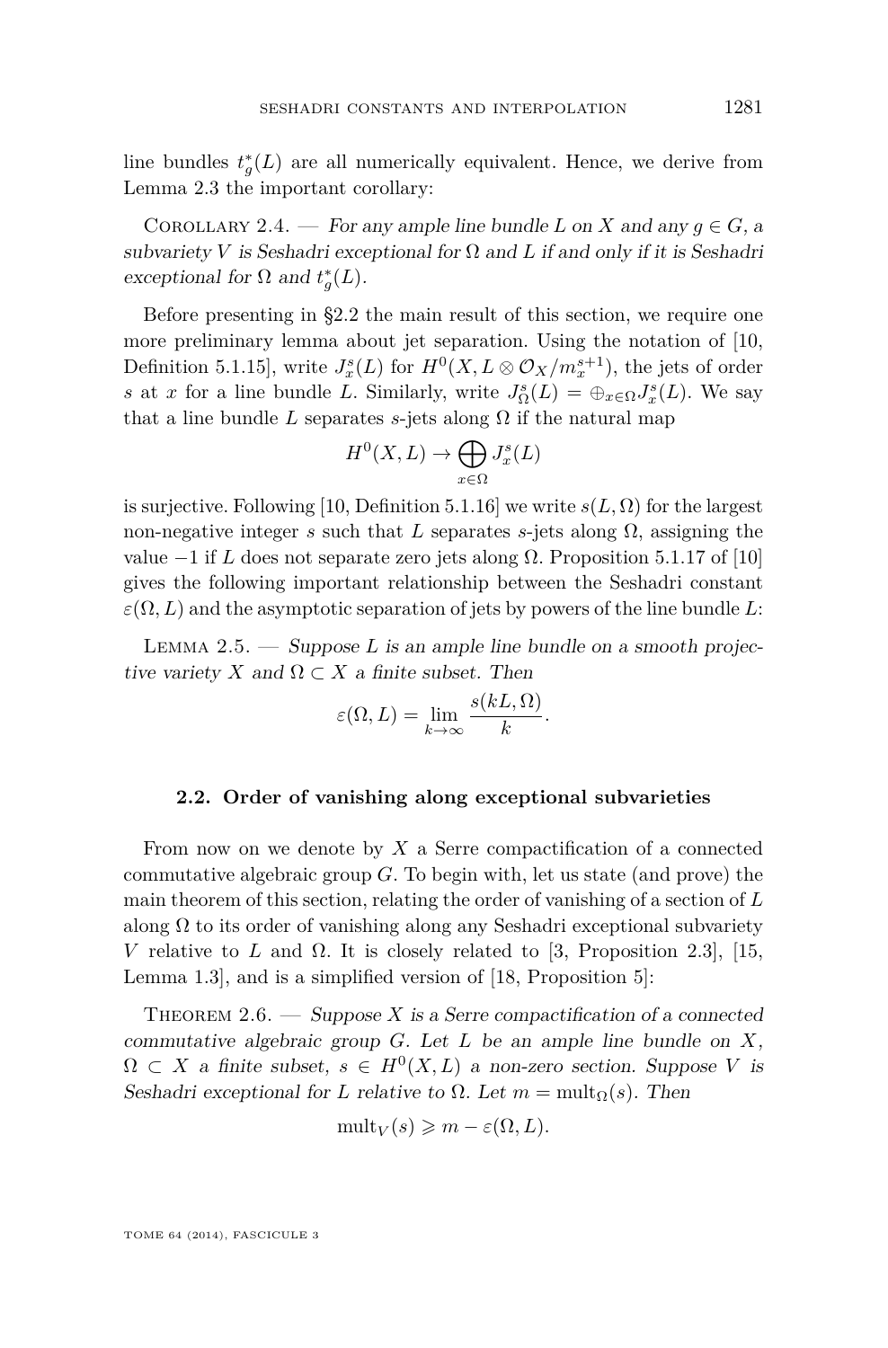line bundles $t_g^*(L)$ are all numerically equivalent. Hence, we derive from Lemma 2.3 the important corollary:

Corollary 2.4. — *For any ample line bundle $L$ on $X$ and any $g \in G$, a subvariety $V$ is Seshadri exceptional for $\Omega$ and $L$ if and only if it is Seshadri exceptional for $\Omega$ and $t_g^*(L)$.*

Before presenting in §2.2 the main result of this section, we require one more preliminary lemma about jet separation. Using the notation of [10, Definition 5.1.15], write $J_x^s(L)$ for $H^0(X, L \otimes \mathcal{O}_X/m_x^{s+1})$, the jets of order $s$ at $x$ for a line bundle $L$. Similarly, write $J_\Omega^s(L) = \oplus_{x\in\Omega} J_x^s(L)$. We say that a line bundle $L$ separates $s$-jets along $\Omega$ if the natural map

$$H^0(X, L) \to \bigoplus_{x\in\Omega} J_x^s(L)$$

is surjective. Following [10, Definition 5.1.16] we write $s(L, \Omega)$ for the largest non-negative integer $s$ such that $L$ separates $s$-jets along $\Omega$, assigning the value $-1$ if $L$ does not separate zero jets along $\Omega$. Proposition 5.1.17 of [10] gives the following important relationship between the Seshadri constant $\varepsilon(\Omega, L)$ and the asymptotic separation of jets by powers of the line bundle $L$:

Lemma 2.5. — *Suppose $L$ is an ample line bundle on a smooth projective variety $X$ and $\Omega \subset X$ a finite subset. Then*

$$\varepsilon(\Omega, L) = \lim_{k\to\infty} \frac{s(kL, \Omega)}{k}.$$

### 2.2. Order of vanishing along exceptional subvarieties

From now on we denote by $X$ a Serre compactification of a connected commutative algebraic group $G$. To begin with, let us state (and prove) the main theorem of this section, relating the order of vanishing of a section of $L$ along $\Omega$ to its order of vanishing along any Seshadri exceptional subvariety $V$ relative to $L$ and $\Omega$. It is closely related to [3, Proposition 2.3], [15, Lemma 1.3], and is a simplified version of [18, Proposition 5]:

Theorem 2.6. — *Suppose $X$ is a Serre compactification of a connected commutative algebraic group $G$. Let $L$ be an ample line bundle on $X$, $\Omega \subset X$ a finite subset, $s \in H^0(X, L)$ a non-zero section. Suppose $V$ is Seshadri exceptional for $L$ relative to $\Omega$. Let $m = \operatorname{mult}_\Omega(s)$. Then*

$$\operatorname{mult}_V(s) \geqslant m - \varepsilon(\Omega, L).$$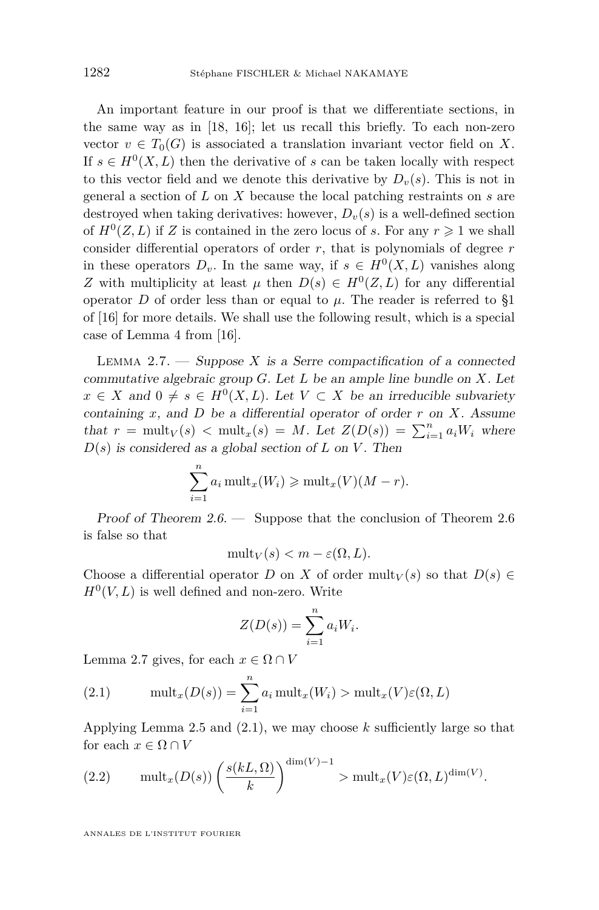An important feature in our proof is that we differentiate sections, in the same way as in [18, 16]; let us recall this briefly. To each non-zero vector $v \in T_0(G)$ is associated a translation invariant vector field on $X$. If $s \in H^0(X, L)$ then the derivative of $s$ can be taken locally with respect to this vector field and we denote this derivative by $D_v(s)$. This is not in general a section of $L$ on $X$ because the local patching restraints on $s$ are destroyed when taking derivatives: however, $D_v(s)$ is a well-defined section of $H^0(Z, L)$ if $Z$ is contained in the zero locus of $s$. For any $r \geqslant 1$ we shall consider differential operators of order $r$, that is polynomials of degree $r$ in these operators $D_v$. In the same way, if $s \in H^0(X, L)$ vanishes along $Z$ with multiplicity at least $\mu$ then $D(s) \in H^0(Z, L)$ for any differential operator $D$ of order less than or equal to $\mu$. The reader is referred to §1 of [16] for more details. We shall use the following result, which is a special case of Lemma 4 from [16].

Lemma 2.7. — *Suppose $X$ is a Serre compactification of a connected commutative algebraic group $G$. Let $L$ be an ample line bundle on $X$. Let $x \in X$ and $0 \neq s \in H^0(X, L)$. Let $V \subset X$ be an irreducible subvariety containing $x$, and $D$ be a differential operator of order $r$ on $X$. Assume that $r = \mathrm{mult}_V(s) < \mathrm{mult}_x(s) = M$. Let $Z(D(s)) = \sum_{i=1}^n a_i W_i$ where $D(s)$ is considered as a global section of $L$ on $V$. Then*

$$\sum_{i=1}^n a_i \,\mathrm{mult}_x(W_i) \geqslant \mathrm{mult}_x(V)(M - r).$$

*Proof of Theorem 2.6.* — Suppose that the conclusion of Theorem 2.6 is false so that

$$\mathrm{mult}_V(s) < m - \varepsilon(\Omega, L).$$

Choose a differential operator $D$ on $X$ of order $\mathrm{mult}_V(s)$ so that $D(s) \in H^0(V, L)$ is well defined and non-zero. Write

$$Z(D(s)) = \sum_{i=1}^n a_i W_i.$$

Lemma 2.7 gives, for each $x \in \Omega \cap V$

$$\mathrm{mult}_x(D(s)) = \sum_{i=1}^n a_i \,\mathrm{mult}_x(W_i) > \mathrm{mult}_x(V)\varepsilon(\Omega, L) \tag{2.1}$$

Applying Lemma 2.5 and (2.1), we may choose $k$ sufficiently large so that for each $x \in \Omega \cap V$

$$\mathrm{mult}_x(D(s)) \left( \frac{s(kL, \Omega)}{k} \right)^{\dim(V) - 1} > \mathrm{mult}_x(V)\varepsilon(\Omega, L)^{\dim(V)}. \tag{2.2}$$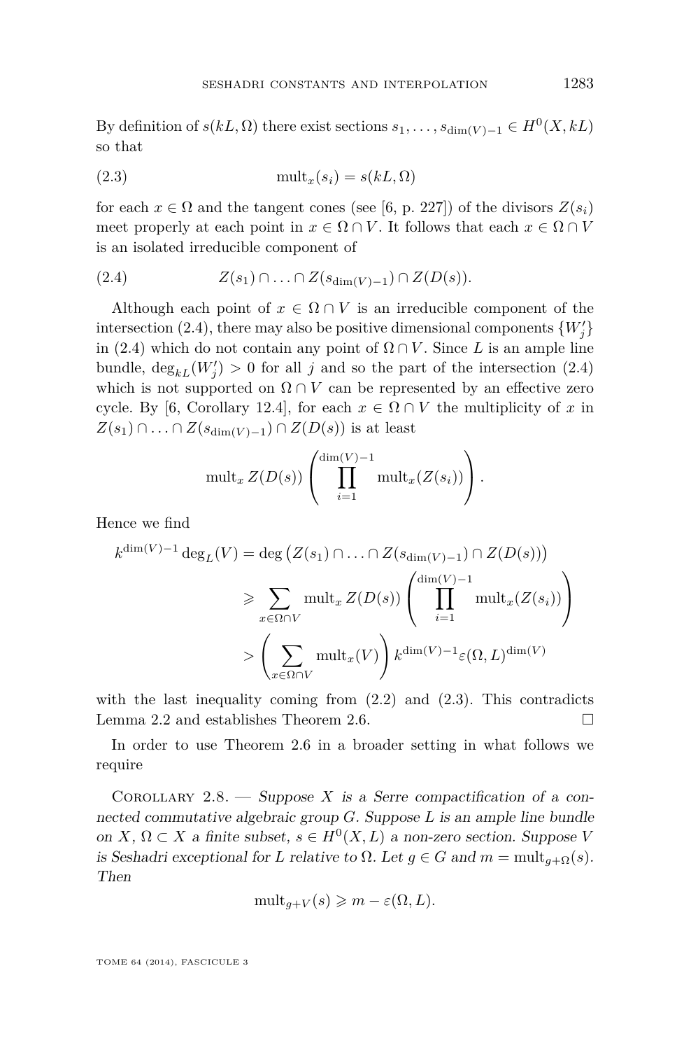By definition of $s(kL, \Omega)$ there exist sections $s_1, \ldots, s_{\dim(V)-1} \in H^0(X, kL)$ so that

$$\operatorname{mult}_x(s_i) = s(kL, \Omega) \tag{2.3}$$

for each $x \in \Omega$ and the tangent cones (see [6, p. 227]) of the divisors $Z(s_i)$ meet properly at each point in $x \in \Omega \cap V$. It follows that each $x \in \Omega \cap V$ is an isolated irreducible component of

$$Z(s_1) \cap \ldots \cap Z(s_{\dim(V)-1}) \cap Z(D(s)). \tag{2.4}$$

Although each point of $x \in \Omega \cap V$ is an irreducible component of the intersection (2.4), there may also be positive dimensional components $\{W_j'\}$ in (2.4) which do not contain any point of $\Omega \cap V$. Since $L$ is an ample line bundle, $\deg_{kL}(W_j') > 0$ for all $j$ and so the part of the intersection (2.4) which is not supported on $\Omega \cap V$ can be represented by an effective zero cycle. By [6, Corollary 12.4], for each $x \in \Omega \cap V$ the multiplicity of $x$ in $Z(s_1) \cap \ldots \cap Z(s_{\dim(V)-1}) \cap Z(D(s))$ is at least

$$\operatorname{mult}_x Z(D(s)) \left( \prod_{i=1}^{\dim(V)-1} \operatorname{mult}_x(Z(s_i)) \right).$$

Hence we find

$$\begin{aligned}
k^{\dim(V)-1} \deg_L(V) &= \deg\left(Z(s_1) \cap \ldots \cap Z(s_{\dim(V)-1}) \cap Z(D(s))\right) \\
&\geqslant \sum_{x \in \Omega \cap V} \operatorname{mult}_x Z(D(s)) \left( \prod_{i=1}^{\dim(V)-1} \operatorname{mult}_x(Z(s_i)) \right) \\
&> \left( \sum_{x \in \Omega \cap V} \operatorname{mult}_x(V) \right) k^{\dim(V)-1} \varepsilon(\Omega, L)^{\dim(V)}
\end{aligned}$$

with the last inequality coming from (2.2) and (2.3). This contradicts Lemma 2.2 and establishes Theorem 2.6. $\square$

In order to use Theorem 2.6 in a broader setting in what follows we require

Corollary 2.8. — *Suppose $X$ is a Serre compactification of a connected commutative algebraic group $G$. Suppose $L$ is an ample line bundle on $X$, $\Omega \subset X$ a finite subset, $s \in H^0(X, L)$ a non-zero section. Suppose $V$ is Seshadri exceptional for $L$ relative to $\Omega$. Let $g \in G$ and $m = \operatorname{mult}_{g+\Omega}(s)$. Then*

$$\operatorname{mult}_{g+V}(s) \geqslant m - \varepsilon(\Omega, L).$$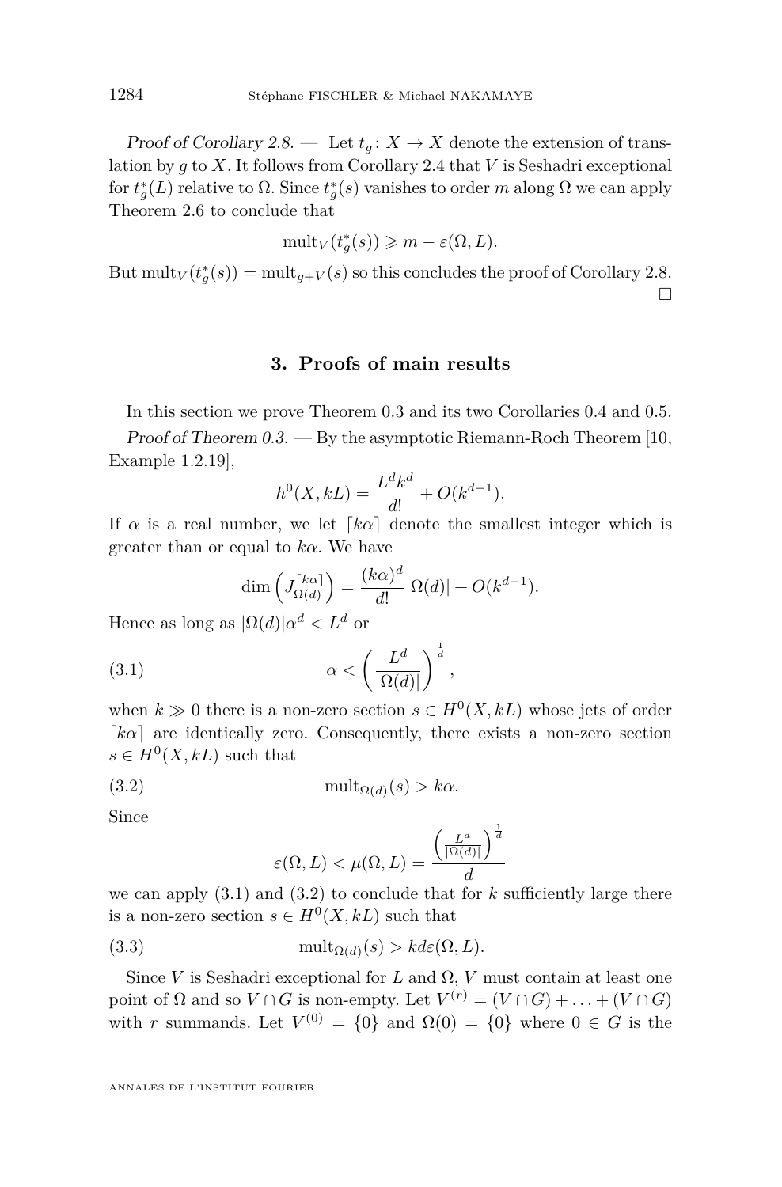*Proof of Corollary 2.8.* — Let $t_g\colon X \to X$ denote the extension of translation by $g$ to $X$. It follows from Corollary 2.4 that $V$ is Seshadri exceptional for $t_g^*(L)$ relative to $\Omega$. Since $t_g^*(s)$ vanishes to order $m$ along $\Omega$ we can apply Theorem 2.6 to conclude that

$$\mathrm{mult}_V(t_g^*(s)) \geqslant m - \varepsilon(\Omega, L).$$

But $\mathrm{mult}_V(t_g^*(s)) = \mathrm{mult}_{g+V}(s)$ so this concludes the proof of Corollary 2.8. □

## 3. Proofs of main results

In this section we prove Theorem 0.3 and its two Corollaries 0.4 and 0.5.

*Proof of Theorem 0.3.* — By the asymptotic Riemann-Roch Theorem [10, Example 1.2.19],

$$h^0(X, kL) = \frac{L^d k^d}{d!} + O(k^{d-1}).$$

If $\alpha$ is a real number, we let $\lceil k\alpha \rceil$ denote the smallest integer which is greater than or equal to $k\alpha$. We have

$$\dim\left(J^{\lceil k\alpha \rceil}_{\Omega(d)}\right) = \frac{(k\alpha)^d}{d!}|\Omega(d)| + O(k^{d-1}).$$

Hence as long as $|\Omega(d)|\alpha^d < L^d$ or

$$\alpha < \left(\frac{L^d}{|\Omega(d)|}\right)^{\frac{1}{d}}, \tag{3.1}$$

when $k \gg 0$ there is a non-zero section $s \in H^0(X, kL)$ whose jets of order $\lceil k\alpha \rceil$ are identically zero. Consequently, there exists a non-zero section $s \in H^0(X, kL)$ such that

$$\mathrm{mult}_{\Omega(d)}(s) > k\alpha. \tag{3.2}$$

Since

$$\varepsilon(\Omega, L) < \mu(\Omega, L) = \frac{\left(\frac{L^d}{|\Omega(d)|}\right)^{\frac{1}{d}}}{d}$$

we can apply (3.1) and (3.2) to conclude that for $k$ sufficiently large there is a non-zero section $s \in H^0(X, kL)$ such that

$$\mathrm{mult}_{\Omega(d)}(s) > kd\varepsilon(\Omega, L). \tag{3.3}$$

Since $V$ is Seshadri exceptional for $L$ and $\Omega$, $V$ must contain at least one point of $\Omega$ and so $V \cap G$ is non-empty. Let $V^{(r)} = (V \cap G) + \ldots + (V \cap G)$ with $r$ summands. Let $V^{(0)} = \{0\}$ and $\Omega(0) = \{0\}$ where $0 \in G$ is the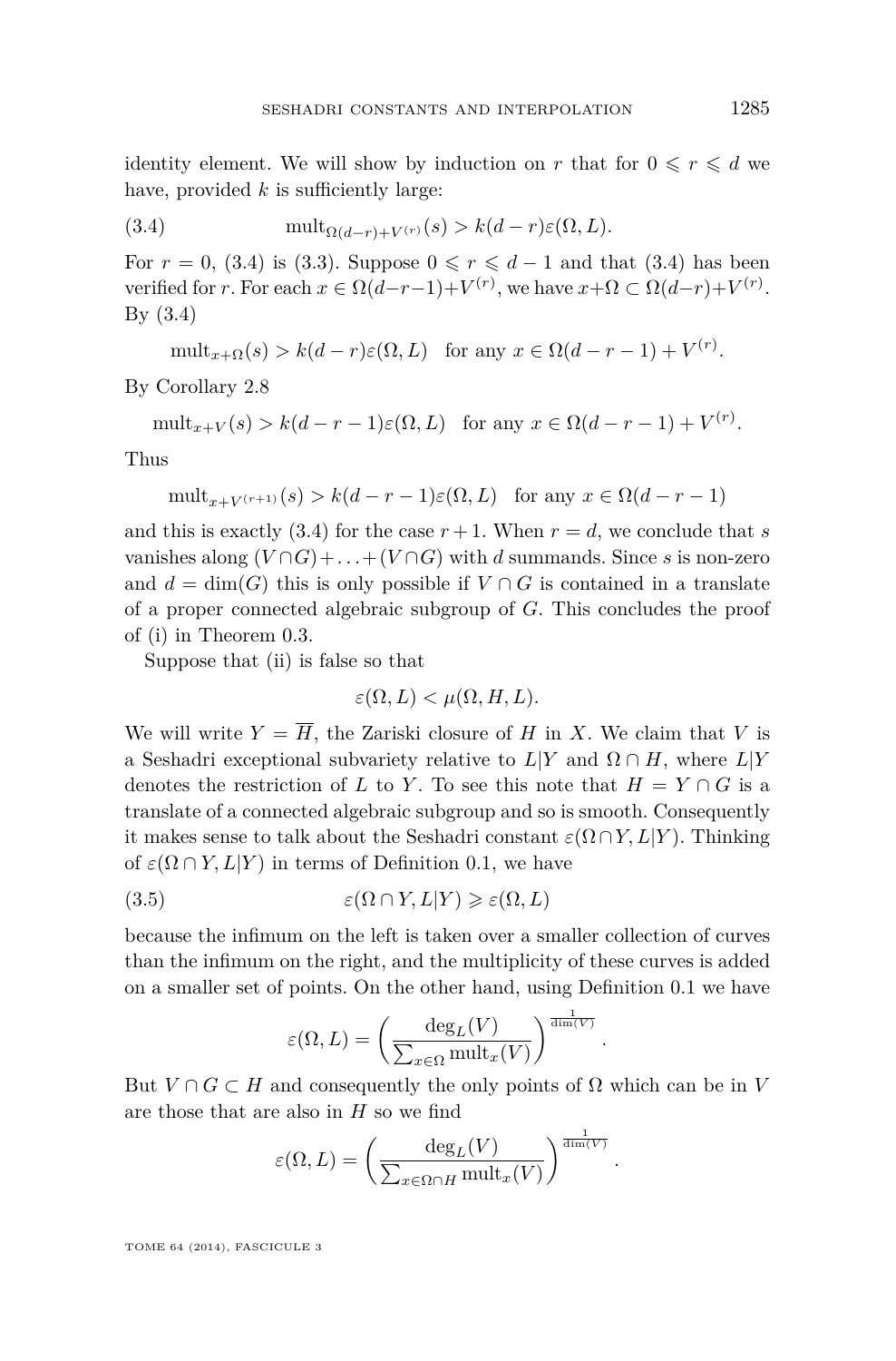identity element. We will show by induction on $r$ that for $0 \leqslant r \leqslant d$ we have, provided $k$ is sufficiently large:

$$\text{mult}_{\Omega(d-r)+V^{(r)}}(s) > k(d-r)\varepsilon(\Omega, L). \tag{3.4}$$

For $r = 0$, (3.4) is (3.3). Suppose $0 \leqslant r \leqslant d-1$ and that (3.4) has been verified for $r$. For each $x \in \Omega(d-r-1)+V^{(r)}$, we have $x+\Omega \subset \Omega(d-r)+V^{(r)}$. By (3.4)

$$\text{mult}_{x+\Omega}(s) > k(d-r)\varepsilon(\Omega, L) \quad \text{for any } x \in \Omega(d-r-1)+V^{(r)}.$$

By Corollary 2.8

$$\text{mult}_{x+V}(s) > k(d-r-1)\varepsilon(\Omega, L) \quad \text{for any } x \in \Omega(d-r-1)+V^{(r)}.$$

Thus

$$\text{mult}_{x+V^{(r+1)}}(s) > k(d-r-1)\varepsilon(\Omega, L) \quad \text{for any } x \in \Omega(d-r-1)$$

and this is exactly (3.4) for the case $r+1$. When $r = d$, we conclude that $s$ vanishes along $(V \cap G) + \ldots + (V \cap G)$ with $d$ summands. Since $s$ is non-zero and $d = \dim(G)$ this is only possible if $V \cap G$ is contained in a translate of a proper connected algebraic subgroup of $G$. This concludes the proof of (i) in Theorem 0.3.

Suppose that (ii) is false so that

$$\varepsilon(\Omega, L) < \mu(\Omega, H, L).$$

We will write $Y = \overline{H}$, the Zariski closure of $H$ in $X$. We claim that $V$ is a Seshadri exceptional subvariety relative to $L|Y$ and $\Omega \cap H$, where $L|Y$ denotes the restriction of $L$ to $Y$. To see this note that $H = Y \cap G$ is a translate of a connected algebraic subgroup and so is smooth. Consequently it makes sense to talk about the Seshadri constant $\varepsilon(\Omega \cap Y, L|Y)$. Thinking of $\varepsilon(\Omega \cap Y, L|Y)$ in terms of Definition 0.1, we have

$$\varepsilon(\Omega \cap Y, L|Y) \geqslant \varepsilon(\Omega, L) \tag{3.5}$$

because the infimum on the left is taken over a smaller collection of curves than the infimum on the right, and the multiplicity of these curves is added on a smaller set of points. On the other hand, using Definition 0.1 we have

$$\varepsilon(\Omega, L) = \left( \frac{\deg_L(V)}{\sum_{x \in \Omega} \text{mult}_x(V)} \right)^{\frac{1}{\dim(V)}}.$$

But $V \cap G \subset H$ and consequently the only points of $\Omega$ which can be in $V$ are those that are also in $H$ so we find

$$\varepsilon(\Omega, L) = \left( \frac{\deg_L(V)}{\sum_{x \in \Omega \cap H} \text{mult}_x(V)} \right)^{\frac{1}{\dim(V)}}.$$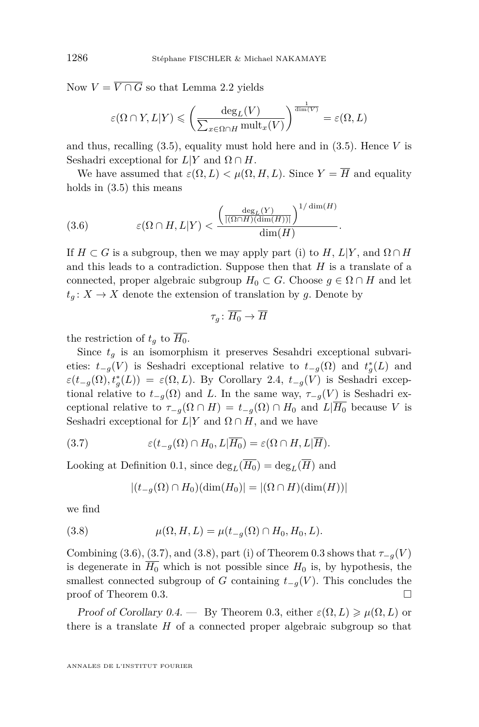Now $V = \overline{V \cap G}$ so that Lemma 2.2 yields

$$\varepsilon(\Omega \cap Y, L|Y) \leqslant \left(\frac{\deg_L(V)}{\sum_{x\in\Omega\cap H} \operatorname{mult}_x(V)}\right)^{\frac{1}{\dim(V)}} = \varepsilon(\Omega, L)$$

and thus, recalling (3.5), equality must hold here and in (3.5). Hence $V$ is Seshadri exceptional for $L|Y$ and $\Omega \cap H$.

We have assumed that $\varepsilon(\Omega, L) < \mu(\Omega, H, L)$. Since $Y = \overline{H}$ and equality holds in (3.5) this means

$$\varepsilon(\Omega \cap H, L|Y) < \frac{\left(\frac{\deg_L(Y)}{|(\Omega\cap H)(\dim(H))|}\right)^{1/\dim(H)}}{\dim(H)}. \tag{3.6}$$

If $H \subset G$ is a subgroup, then we may apply part (i) to $H$, $L|Y$, and $\Omega \cap H$ and this leads to a contradiction. Suppose then that $H$ is a translate of a connected, proper algebraic subgroup $H_0 \subset G$. Choose $g \in \Omega \cap H$ and let $t_g \colon X \to X$ denote the extension of translation by $g$. Denote by

$$\tau_g \colon \overline{H_0} \to \overline{H}$$

the restriction of $t_g$ to $\overline{H_0}$.

Since $t_g$ is an isomorphism it preserves Sesahdri exceptional subvarieties: $t_{-g}(V)$ is Seshadri exceptional relative to $t_{-g}(\Omega)$ and $t_g^*(L)$ and $\varepsilon(t_{-g}(\Omega), t_g^*(L)) = \varepsilon(\Omega, L)$. By Corollary 2.4, $t_{-g}(V)$ is Seshadri exceptional relative to $t_{-g}(\Omega)$ and $L$. In the same way, $\tau_{-g}(V)$ is Seshadri exceptional relative to $\tau_{-g}(\Omega \cap H) = t_{-g}(\Omega) \cap H_0$ and $L|\overline{H_0}$ because $V$ is Seshadri exceptional for $L|Y$ and $\Omega \cap H$, and we have

$$\varepsilon(t_{-g}(\Omega) \cap H_0, L|\overline{H_0}) = \varepsilon(\Omega \cap H, L|\overline{H}). \tag{3.7}$$

Looking at Definition 0.1, since $\deg_L(\overline{H_0}) = \deg_L(\overline{H})$ and

$$|(t_{-g}(\Omega) \cap H_0)(\dim(H_0)| = |(\Omega \cap H)(\dim(H))|$$

we find

$$\mu(\Omega, H, L) = \mu(t_{-g}(\Omega) \cap H_0, H_0, L). \tag{3.8}$$

Combining (3.6), (3.7), and (3.8), part (i) of Theorem 0.3 shows that $\tau_{-g}(V)$ is degenerate in $\overline{H_0}$ which is not possible since $H_0$ is, by hypothesis, the smallest connected subgroup of $G$ containing $t_{-g}(V)$. This concludes the proof of Theorem 0.3. $\square$

*Proof of Corollary 0.4.* — By Theorem 0.3, either $\varepsilon(\Omega, L) \geqslant \mu(\Omega, L)$ or there is a translate $H$ of a connected proper algebraic subgroup so that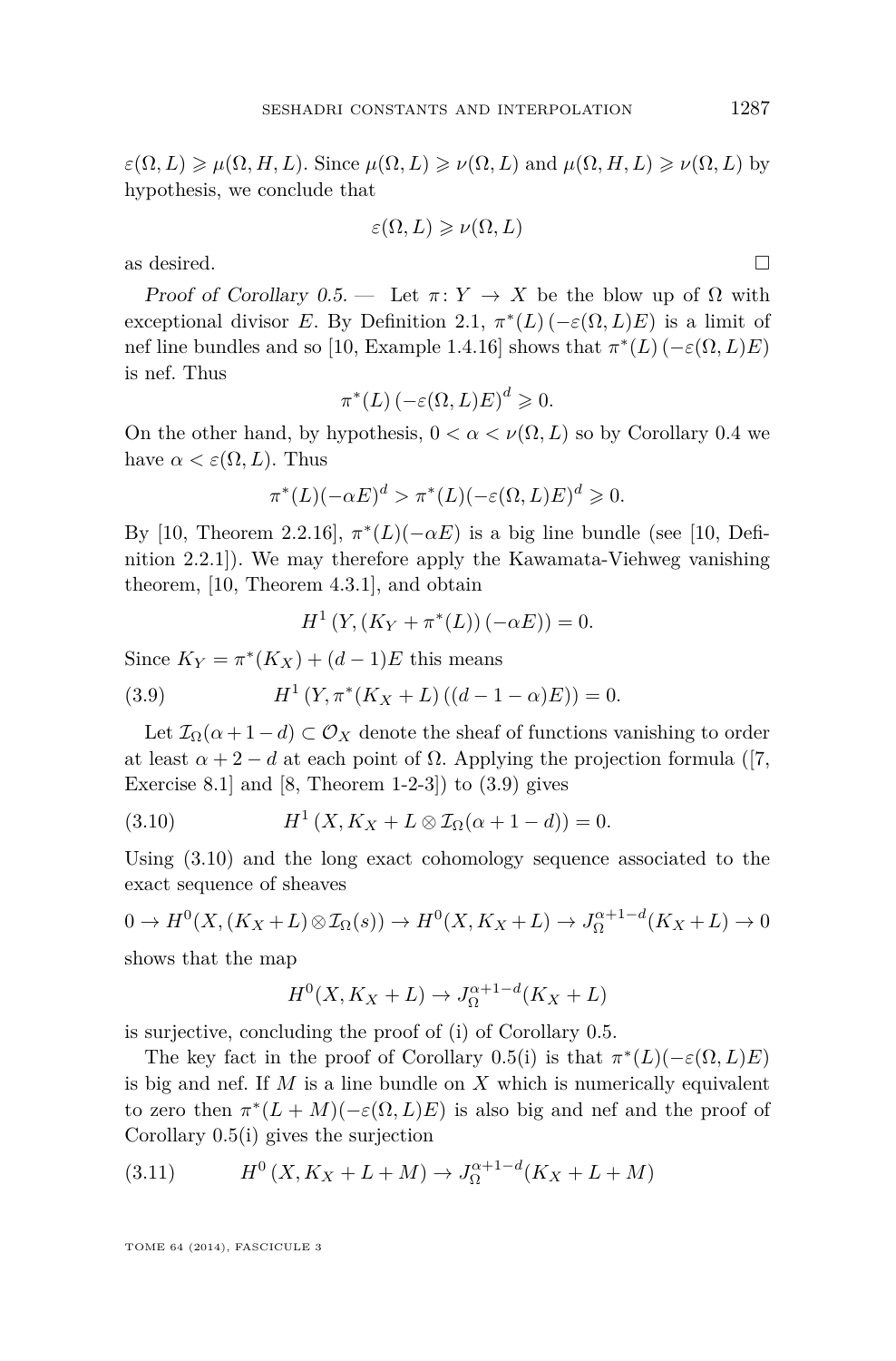$\varepsilon(\Omega, L) \geqslant \mu(\Omega, H, L)$. Since $\mu(\Omega, L) \geqslant \nu(\Omega, L)$ and $\mu(\Omega, H, L) \geqslant \nu(\Omega, L)$ by hypothesis, we conclude that

$$\varepsilon(\Omega, L) \geqslant \nu(\Omega, L)$$

as desired. □

*Proof of Corollary 0.5.* — Let $\pi \colon Y \to X$ be the blow up of $\Omega$ with exceptional divisor $E$. By Definition 2.1, $\pi^*(L)\left(-\varepsilon(\Omega, L)E\right)$ is a limit of nef line bundles and so [10, Example 1.4.16] shows that $\pi^*(L)\left(-\varepsilon(\Omega, L)E\right)$ is nef. Thus

$$\pi^*(L)\left(-\varepsilon(\Omega, L)E\right)^d \geqslant 0.$$

On the other hand, by hypothesis, $0 < \alpha < \nu(\Omega, L)$ so by Corollary 0.4 we have $\alpha < \varepsilon(\Omega, L)$. Thus

$$\pi^*(L)(-\alpha E)^d > \pi^*(L)(-\varepsilon(\Omega, L)E)^d \geqslant 0.$$

By [10, Theorem 2.2.16], $\pi^*(L)(-\alpha E)$ is a big line bundle (see [10, Definition 2.2.1]). We may therefore apply the Kawamata-Viehweg vanishing theorem, [10, Theorem 4.3.1], and obtain

$$H^1\left(Y, \left(K_Y + \pi^*(L)\right)(-\alpha E)\right) = 0.$$

Since $K_Y = \pi^*(K_X) + (d-1)E$ this means

$$H^1\left(Y, \pi^*(K_X + L)\left((d-1-\alpha)E\right)\right) = 0. \tag{3.9}$$

Let $\mathcal{I}_\Omega(\alpha + 1 - d) \subset \mathcal{O}_X$ denote the sheaf of functions vanishing to order at least $\alpha + 2 - d$ at each point of $\Omega$. Applying the projection formula ([7, Exercise 8.1] and [8, Theorem 1-2-3]) to (3.9) gives

$$H^1\left(X, K_X + L \otimes \mathcal{I}_\Omega(\alpha + 1 - d)\right) = 0. \tag{3.10}$$

Using (3.10) and the long exact cohomology sequence associated to the exact sequence of sheaves

$$0 \to H^0(X, (K_X + L) \otimes \mathcal{I}_\Omega(s)) \to H^0(X, K_X + L) \to J_\Omega^{\alpha+1-d}(K_X + L) \to 0$$

shows that the map

$$H^0(X, K_X + L) \to J_\Omega^{\alpha+1-d}(K_X + L)$$

is surjective, concluding the proof of (i) of Corollary 0.5.

The key fact in the proof of Corollary 0.5(i) is that $\pi^*(L)(-\varepsilon(\Omega, L)E)$ is big and nef. If $M$ is a line bundle on $X$ which is numerically equivalent to zero then $\pi^*(L + M)(-\varepsilon(\Omega, L)E)$ is also big and nef and the proof of Corollary 0.5(i) gives the surjection

$$H^0\left(X, K_X + L + M\right) \to J_\Omega^{\alpha+1-d}(K_X + L + M) \tag{3.11}$$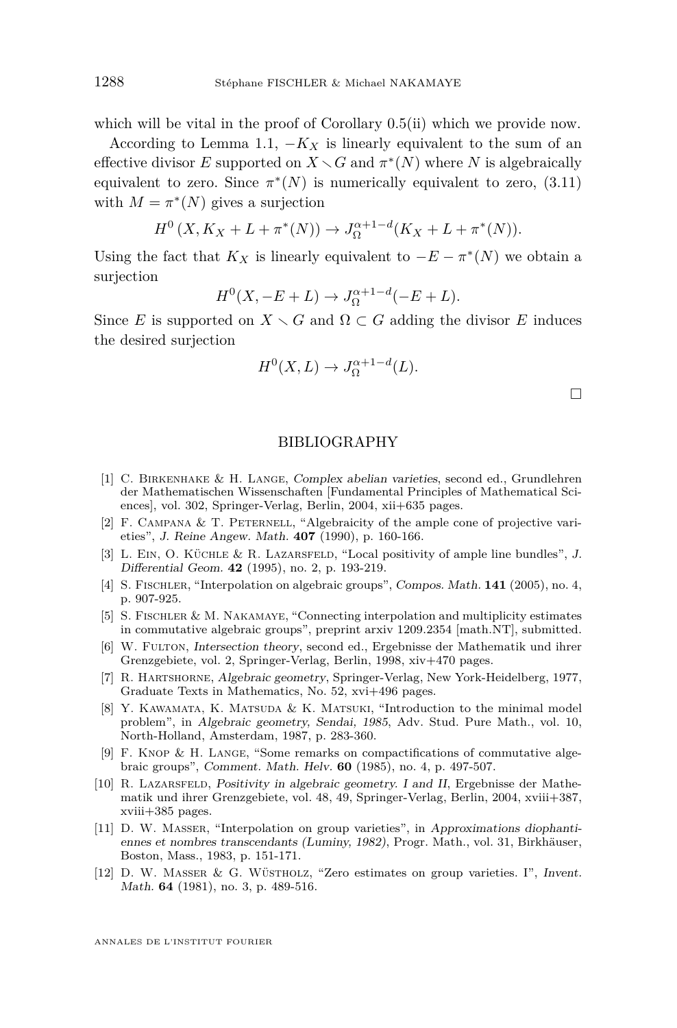which will be vital in the proof of Corollary 0.5(ii) which we provide now.

According to Lemma 1.1, $-K_X$ is linearly equivalent to the sum of an effective divisor $E$ supported on $X \smallsetminus G$ and $\pi^*(N)$ where $N$ is algebraically equivalent to zero. Since $\pi^*(N)$ is numerically equivalent to zero, (3.11) with $M = \pi^*(N)$ gives a surjection

$$H^0\left(X, K_X + L + \pi^*(N)\right) \to J_\Omega^{\alpha+1-d}(K_X + L + \pi^*(N)).$$

Using the fact that $K_X$ is linearly equivalent to $-E - \pi^*(N)$ we obtain a surjection

$$H^0(X, -E + L) \to J_\Omega^{\alpha+1-d}(-E + L).$$

Since $E$ is supported on $X \smallsetminus G$ and $\Omega \subset G$ adding the divisor $E$ induces the desired surjection

$$H^0(X, L) \to J_\Omega^{\alpha+1-d}(L).$$

□

## BIBLIOGRAPHY

[1] C. Birkenhake & H. Lange, *Complex abelian varieties*, second ed., Grundlehren der Mathematischen Wissenschaften [Fundamental Principles of Mathematical Sciences], vol. 302, Springer-Verlag, Berlin, 2004, xii+635 pages.

[2] F. Campana & T. Peternell, "Algebraicity of the ample cone of projective varieties", *J. Reine Angew. Math.* **407** (1990), p. 160-166.

[3] L. Ein, O. Küchle & R. Lazarsfeld, "Local positivity of ample line bundles", *J. Differential Geom.* **42** (1995), no. 2, p. 193-219.

[4] S. Fischler, "Interpolation on algebraic groups", *Compos. Math.* **141** (2005), no. 4, p. 907-925.

[5] S. Fischler & M. Nakamaye, "Connecting interpolation and multiplicity estimates in commutative algebraic groups", preprint arxiv 1209.2354 [math.NT], submitted.

[6] W. Fulton, *Intersection theory*, second ed., Ergebnisse der Mathematik und ihrer Grenzgebiete, vol. 2, Springer-Verlag, Berlin, 1998, xiv+470 pages.

[7] R. Hartshorne, *Algebraic geometry*, Springer-Verlag, New York-Heidelberg, 1977, Graduate Texts in Mathematics, No. 52, xvi+496 pages.

[8] Y. Kawamata, K. Matsuda & K. Matsuki, "Introduction to the minimal model problem", in *Algebraic geometry, Sendai, 1985*, Adv. Stud. Pure Math., vol. 10, North-Holland, Amsterdam, 1987, p. 283-360.

[9] F. Knop & H. Lange, "Some remarks on compactifications of commutative algebraic groups", *Comment. Math. Helv.* **60** (1985), no. 4, p. 497-507.

[10] R. Lazarsfeld, *Positivity in algebraic geometry. I and II*, Ergebnisse der Mathematik und ihrer Grenzgebiete, vol. 48, 49, Springer-Verlag, Berlin, 2004, xviii+387, xviii+385 pages.

[11] D. W. Masser, "Interpolation on group varieties", in *Approximations diophantiennes et nombres transcendants (Luminy, 1982)*, Progr. Math., vol. 31, Birkhäuser, Boston, Mass., 1983, p. 151-171.

[12] D. W. Masser & G. Wüstholz, "Zero estimates on group varieties. I", *Invent. Math.* **64** (1981), no. 3, p. 489-516.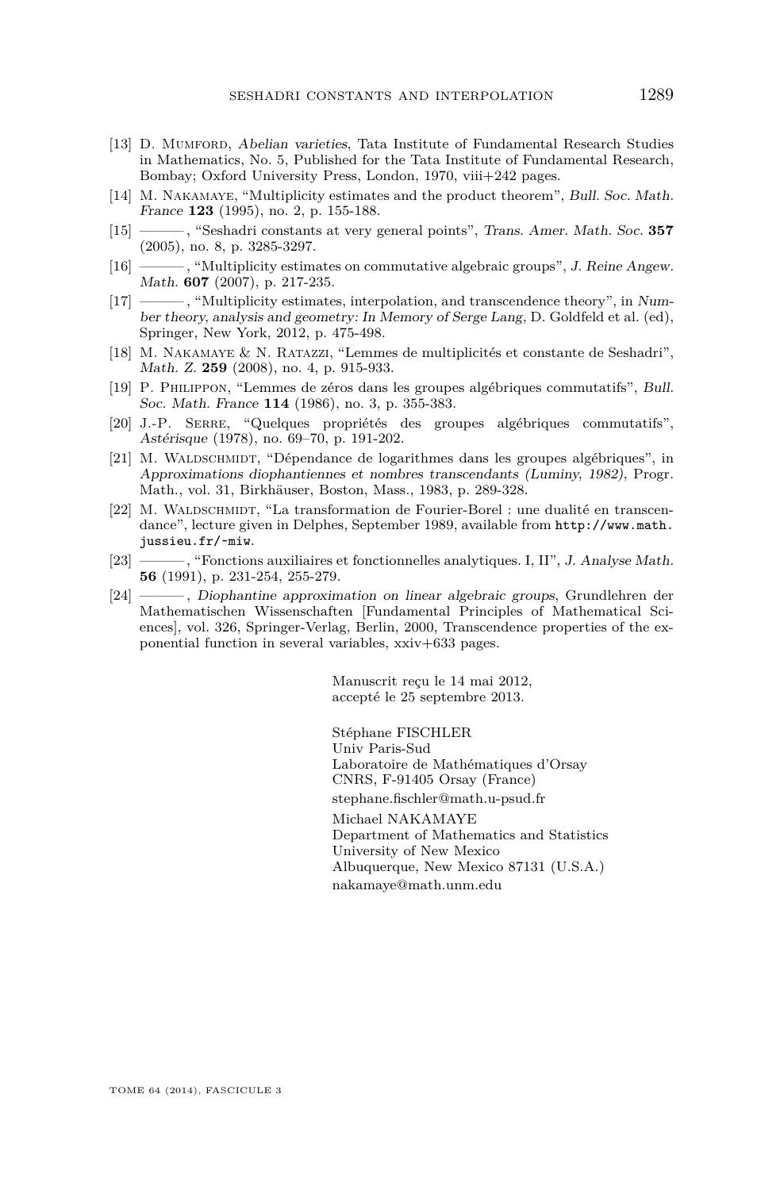[13] D. Mumford, *Abelian varieties*, Tata Institute of Fundamental Research Studies in Mathematics, No. 5, Published for the Tata Institute of Fundamental Research, Bombay; Oxford University Press, London, 1970, viii+242 pages.

[14] M. Nakamaye, "Multiplicity estimates and the product theorem", *Bull. Soc. Math. France* **123** (1995), no. 2, p. 155-188.

[15] ———, "Seshadri constants at very general points", *Trans. Amer. Math. Soc.* **357** (2005), no. 8, p. 3285-3297.

[16] ———, "Multiplicity estimates on commutative algebraic groups", *J. Reine Angew. Math.* **607** (2007), p. 217-235.

[17] ———, "Multiplicity estimates, interpolation, and transcendence theory", in *Number theory, analysis and geometry: In Memory of Serge Lang,* D. Goldfeld et al. (ed), Springer, New York, 2012, p. 475-498.

[18] M. Nakamaye & N. Ratazzi, "Lemmes de multiplicités et constante de Seshadri", *Math. Z.* **259** (2008), no. 4, p. 915-933.

[19] P. Philippon, "Lemmes de zéros dans les groupes algébriques commutatifs", *Bull. Soc. Math. France* **114** (1986), no. 3, p. 355-383.

[20] J.-P. Serre, "Quelques propriétés des groupes algébriques commutatifs", *Astérisque* (1978), no. 69–70, p. 191-202.

[21] M. Waldschmidt, "Dépendance de logarithmes dans les groupes algébriques", in *Approximations diophantiennes et nombres transcendants (Luminy, 1982)*, Progr. Math., vol. 31, Birkhäuser, Boston, Mass., 1983, p. 289-328.

[22] M. Waldschmidt, "La transformation de Fourier-Borel : une dualité en transcendance", lecture given in Delphes, September 1989, available from `http://www.math.jussieu.fr/~miw`.

[23] ———, "Fonctions auxiliaires et fonctionnelles analytiques. I, II", *J. Analyse Math.* **56** (1991), p. 231-254, 255-279.

[24] ———, *Diophantine approximation on linear algebraic groups*, Grundlehren der Mathematischen Wissenschaften [Fundamental Principles of Mathematical Sciences], vol. 326, Springer-Verlag, Berlin, 2000, Transcendence properties of the exponential function in several variables, xxiv+633 pages.

Manuscrit reçu le 14 mai 2012,
accepté le 25 septembre 2013.

Stéphane FISCHLER
Univ Paris-Sud
Laboratoire de Mathématiques d'Orsay
CNRS, F-91405 Orsay (France)
stephane.fischler@math.u-psud.fr

Michael NAKAMAYE
Department of Mathematics and Statistics
University of New Mexico
Albuquerque, New Mexico 87131 (U.S.A.)
nakamaye@math.unm.edu